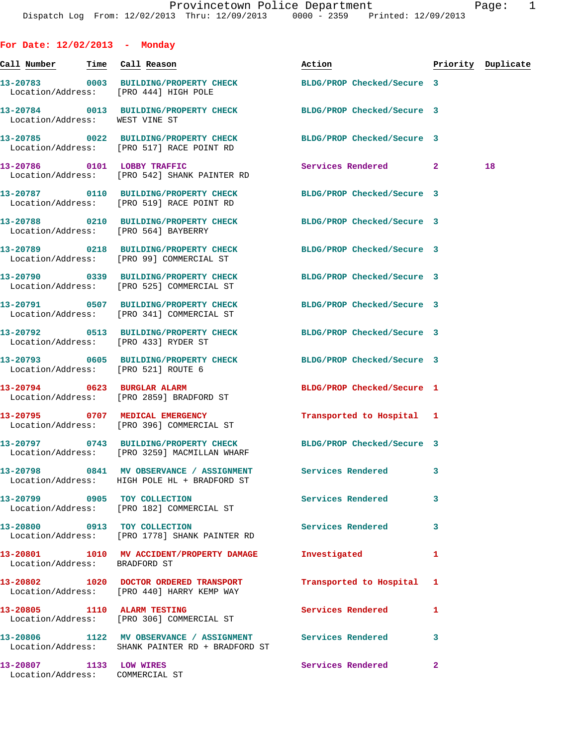# Provincetown Police Department

Dispatch Log From: 12/02/2013 Thru: 12/09/2013 0000 - 2359 Printed: 12/09/2013

## For Date: 12/02/2013 - Monday

| Call Number | Time | Call Reason | Action | Priority | Duplicate |
|---|---|---|---|---|---|
| 13-20783 | 0003 | BUILDING/PROPERTY CHECK | BLDG/PROP Checked/Secure | 3 | |
| Location/Address: | | [PRO 444] HIGH POLE | | | |
| 13-20784 | 0013 | BUILDING/PROPERTY CHECK | BLDG/PROP Checked/Secure | 3 | |
| Location/Address: | | WEST VINE ST | | | |
| 13-20785 | 0022 | BUILDING/PROPERTY CHECK | BLDG/PROP Checked/Secure | 3 | |
| Location/Address: | | [PRO 517] RACE POINT RD | | | |
| 13-20786 | 0101 | LOBBY TRAFFIC | Services Rendered | 2 | 18 |
| Location/Address: | | [PRO 542] SHANK PAINTER RD | | | |
| 13-20787 | 0110 | BUILDING/PROPERTY CHECK | BLDG/PROP Checked/Secure | 3 | |
| Location/Address: | | [PRO 519] RACE POINT RD | | | |
| 13-20788 | 0210 | BUILDING/PROPERTY CHECK | BLDG/PROP Checked/Secure | 3 | |
| Location/Address: | | [PRO 564] BAYBERRY | | | |
| 13-20789 | 0218 | BUILDING/PROPERTY CHECK | BLDG/PROP Checked/Secure | 3 | |
| Location/Address: | | [PRO 99] COMMERCIAL ST | | | |
| 13-20790 | 0339 | BUILDING/PROPERTY CHECK | BLDG/PROP Checked/Secure | 3 | |
| Location/Address: | | [PRO 525] COMMERCIAL ST | | | |
| 13-20791 | 0507 | BUILDING/PROPERTY CHECK | BLDG/PROP Checked/Secure | 3 | |
| Location/Address: | | [PRO 341] COMMERCIAL ST | | | |
| 13-20792 | 0513 | BUILDING/PROPERTY CHECK | BLDG/PROP Checked/Secure | 3 | |
| Location/Address: | | [PRO 433] RYDER ST | | | |
| 13-20793 | 0605 | BUILDING/PROPERTY CHECK | BLDG/PROP Checked/Secure | 3 | |
| Location/Address: | | [PRO 521] ROUTE 6 | | | |
| 13-20794 | 0623 | BURGLAR ALARM | BLDG/PROP Checked/Secure | 1 | |
| Location/Address: | | [PRO 2859] BRADFORD ST | | | |
| 13-20795 | 0707 | MEDICAL EMERGENCY | Transported to Hospital | 1 | |
| Location/Address: | | [PRO 396] COMMERCIAL ST | | | |
| 13-20797 | 0743 | BUILDING/PROPERTY CHECK | BLDG/PROP Checked/Secure | 3 | |
| Location/Address: | | [PRO 3259] MACMILLAN WHARF | | | |
| 13-20798 | 0841 | MV OBSERVANCE / ASSIGNMENT | Services Rendered | 3 | |
| Location/Address: | | HIGH POLE HL + BRADFORD ST | | | |
| 13-20799 | 0905 | TOY COLLECTION | Services Rendered | 3 | |
| Location/Address: | | [PRO 182] COMMERCIAL ST | | | |
| 13-20800 | 0913 | TOY COLLECTION | Services Rendered | 3 | |
| Location/Address: | | [PRO 1778] SHANK PAINTER RD | | | |
| 13-20801 | 1010 | MV ACCIDENT/PROPERTY DAMAGE | Investigated | 1 | |
| Location/Address: | | BRADFORD ST | | | |
| 13-20802 | 1020 | DOCTOR ORDERED TRANSPORT | Transported to Hospital | 1 | |
| Location/Address: | | [PRO 440] HARRY KEMP WAY | | | |
| 13-20805 | 1110 | ALARM TESTING | Services Rendered | 1 | |
| Location/Address: | | [PRO 306] COMMERCIAL ST | | | |
| 13-20806 | 1122 | MV OBSERVANCE / ASSIGNMENT | Services Rendered | 3 | |
| Location/Address: | | SHANK PAINTER RD + BRADFORD ST | | | |
| 13-20807 | 1133 | LOW WIRES | Services Rendered | 2 | |
| Location/Address: | | COMMERCIAL ST | | | |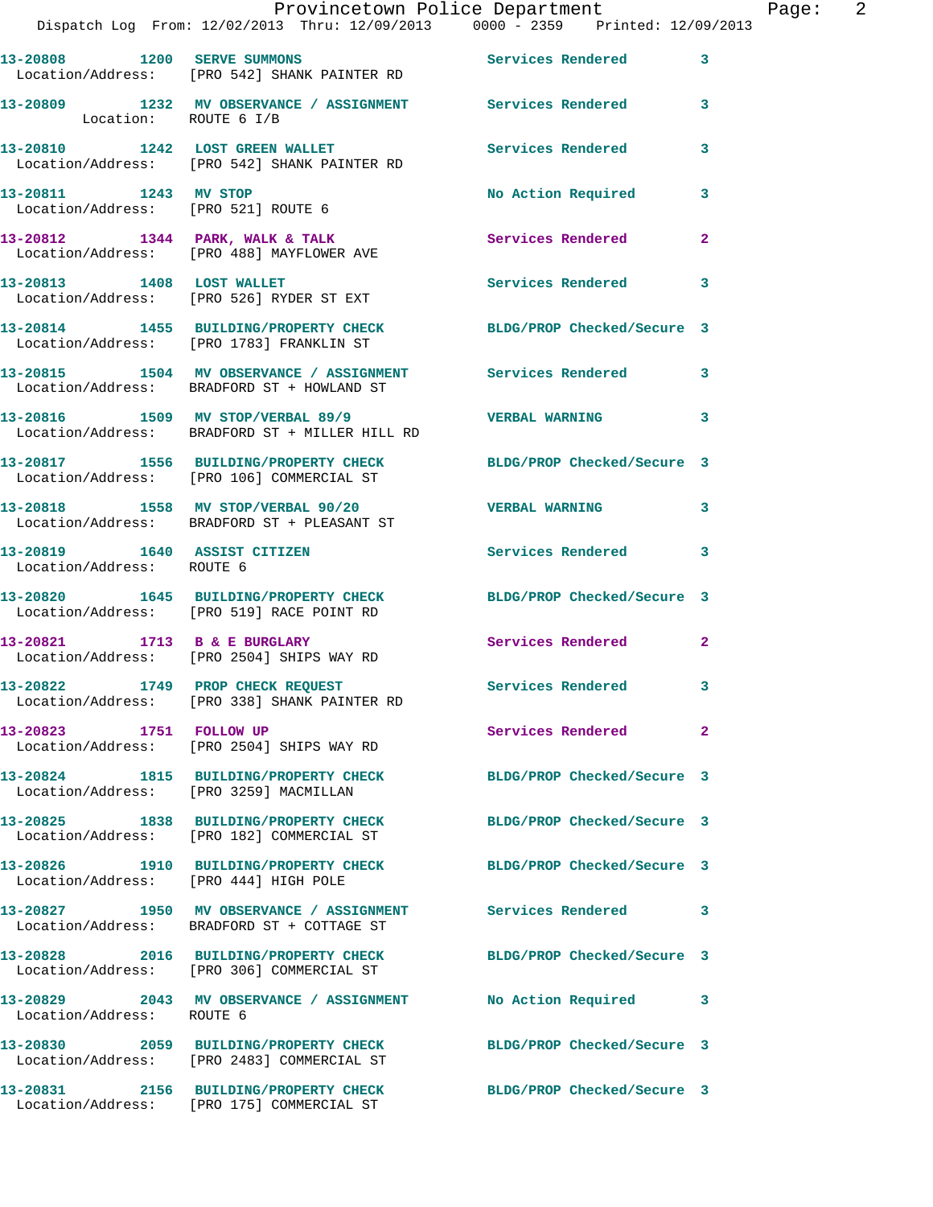13-20808 1200 SERVE SUMMONS Services Rendered 3
Location/Address: [PRO 542] SHANK PAINTER RD

13-20809 1232 MV OBSERVANCE / ASSIGNMENT Services Rendered 3
Location: ROUTE 6 I/B

13-20810 1242 LOST GREEN WALLET Services Rendered 3
Location/Address: [PRO 542] SHANK PAINTER RD

13-20811 1243 MV STOP No Action Required 3
Location/Address: [PRO 521] ROUTE 6

13-20812 1344 PARK, WALK & TALK Services Rendered 2
Location/Address: [PRO 488] MAYFLOWER AVE

13-20813 1408 LOST WALLET Services Rendered 3
Location/Address: [PRO 526] RYDER ST EXT

13-20814 1455 BUILDING/PROPERTY CHECK BLDG/PROP Checked/Secure 3
Location/Address: [PRO 1783] FRANKLIN ST

13-20815 1504 MV OBSERVANCE / ASSIGNMENT Services Rendered 3
Location/Address: BRADFORD ST + HOWLAND ST

13-20816 1509 MV STOP/VERBAL 89/9 VERBAL WARNING 3
Location/Address: BRADFORD ST + MILLER HILL RD

13-20817 1556 BUILDING/PROPERTY CHECK BLDG/PROP Checked/Secure 3
Location/Address: [PRO 106] COMMERCIAL ST

13-20818 1558 MV STOP/VERBAL 90/20 VERBAL WARNING 3
Location/Address: BRADFORD ST + PLEASANT ST

13-20819 1640 ASSIST CITIZEN Services Rendered 3
Location/Address: ROUTE 6

13-20820 1645 BUILDING/PROPERTY CHECK BLDG/PROP Checked/Secure 3
Location/Address: [PRO 519] RACE POINT RD

13-20821 1713 B & E BURGLARY Services Rendered 2
Location/Address: [PRO 2504] SHIPS WAY RD

13-20822 1749 PROP CHECK REQUEST Services Rendered 3
Location/Address: [PRO 338] SHANK PAINTER RD

13-20823 1751 FOLLOW UP Services Rendered 2
Location/Address: [PRO 2504] SHIPS WAY RD

13-20824 1815 BUILDING/PROPERTY CHECK BLDG/PROP Checked/Secure 3
Location/Address: [PRO 3259] MACMILLAN

13-20825 1838 BUILDING/PROPERTY CHECK BLDG/PROP Checked/Secure 3
Location/Address: [PRO 182] COMMERCIAL ST

13-20826 1910 BUILDING/PROPERTY CHECK BLDG/PROP Checked/Secure 3
Location/Address: [PRO 444] HIGH POLE

13-20827 1950 MV OBSERVANCE / ASSIGNMENT Services Rendered 3
Location/Address: BRADFORD ST + COTTAGE ST

13-20828 2016 BUILDING/PROPERTY CHECK BLDG/PROP Checked/Secure 3
Location/Address: [PRO 306] COMMERCIAL ST

13-20829 2043 MV OBSERVANCE / ASSIGNMENT No Action Required 3
Location/Address: ROUTE 6

13-20830 2059 BUILDING/PROPERTY CHECK BLDG/PROP Checked/Secure 3
Location/Address: [PRO 2483] COMMERCIAL ST

13-20831 2156 BUILDING/PROPERTY CHECK BLDG/PROP Checked/Secure 3
Location/Address: [PRO 175] COMMERCIAL ST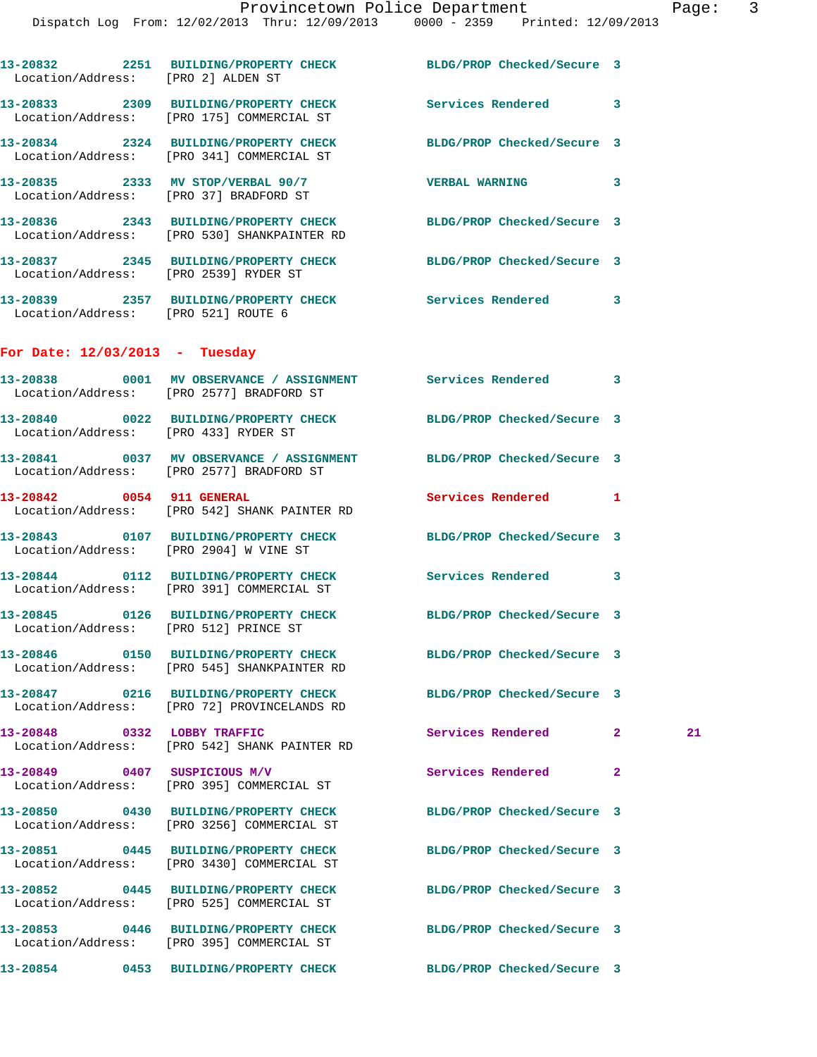13-20832 2251 BUILDING/PROPERTY CHECK BLDG/PROP Checked/Secure 3
Location/Address: [PRO 2] ALDEN ST

13-20833 2309 BUILDING/PROPERTY CHECK Services Rendered 3
Location/Address: [PRO 175] COMMERCIAL ST

13-20834 2324 BUILDING/PROPERTY CHECK BLDG/PROP Checked/Secure 3
Location/Address: [PRO 341] COMMERCIAL ST

13-20835 2333 MV STOP/VERBAL 90/7 VERBAL WARNING 3
Location/Address: [PRO 37] BRADFORD ST

13-20836 2343 BUILDING/PROPERTY CHECK BLDG/PROP Checked/Secure 3
Location/Address: [PRO 530] SHANKPAINTER RD

13-20837 2345 BUILDING/PROPERTY CHECK BLDG/PROP Checked/Secure 3
Location/Address: [PRO 2539] RYDER ST

13-20839 2357 BUILDING/PROPERTY CHECK Services Rendered 3
Location/Address: [PRO 521] ROUTE 6

## For Date: 12/03/2013 - Tuesday

13-20838 0001 MV OBSERVANCE / ASSIGNMENT Services Rendered 3
Location/Address: [PRO 2577] BRADFORD ST

13-20840 0022 BUILDING/PROPERTY CHECK BLDG/PROP Checked/Secure 3
Location/Address: [PRO 433] RYDER ST

13-20841 0037 MV OBSERVANCE / ASSIGNMENT BLDG/PROP Checked/Secure 3
Location/Address: [PRO 2577] BRADFORD ST

13-20842 0054 911 GENERAL Services Rendered 1
Location/Address: [PRO 542] SHANK PAINTER RD

13-20843 0107 BUILDING/PROPERTY CHECK BLDG/PROP Checked/Secure 3
Location/Address: [PRO 2904] W VINE ST

13-20844 0112 BUILDING/PROPERTY CHECK Services Rendered 3
Location/Address: [PRO 391] COMMERCIAL ST

13-20845 0126 BUILDING/PROPERTY CHECK BLDG/PROP Checked/Secure 3
Location/Address: [PRO 512] PRINCE ST

13-20846 0150 BUILDING/PROPERTY CHECK BLDG/PROP Checked/Secure 3
Location/Address: [PRO 545] SHANKPAINTER RD

13-20847 0216 BUILDING/PROPERTY CHECK BLDG/PROP Checked/Secure 3
Location/Address: [PRO 72] PROVINCELANDS RD

13-20848 0332 LOBBY TRAFFIC Services Rendered 2 21
Location/Address: [PRO 542] SHANK PAINTER RD

13-20849 0407 SUSPICIOUS M/V Services Rendered 2
Location/Address: [PRO 395] COMMERCIAL ST

13-20850 0430 BUILDING/PROPERTY CHECK BLDG/PROP Checked/Secure 3
Location/Address: [PRO 3256] COMMERCIAL ST

13-20851 0445 BUILDING/PROPERTY CHECK BLDG/PROP Checked/Secure 3
Location/Address: [PRO 3430] COMMERCIAL ST

13-20852 0445 BUILDING/PROPERTY CHECK BLDG/PROP Checked/Secure 3
Location/Address: [PRO 525] COMMERCIAL ST

13-20853 0446 BUILDING/PROPERTY CHECK BLDG/PROP Checked/Secure 3
Location/Address: [PRO 395] COMMERCIAL ST

13-20854 0453 BUILDING/PROPERTY CHECK BLDG/PROP Checked/Secure 3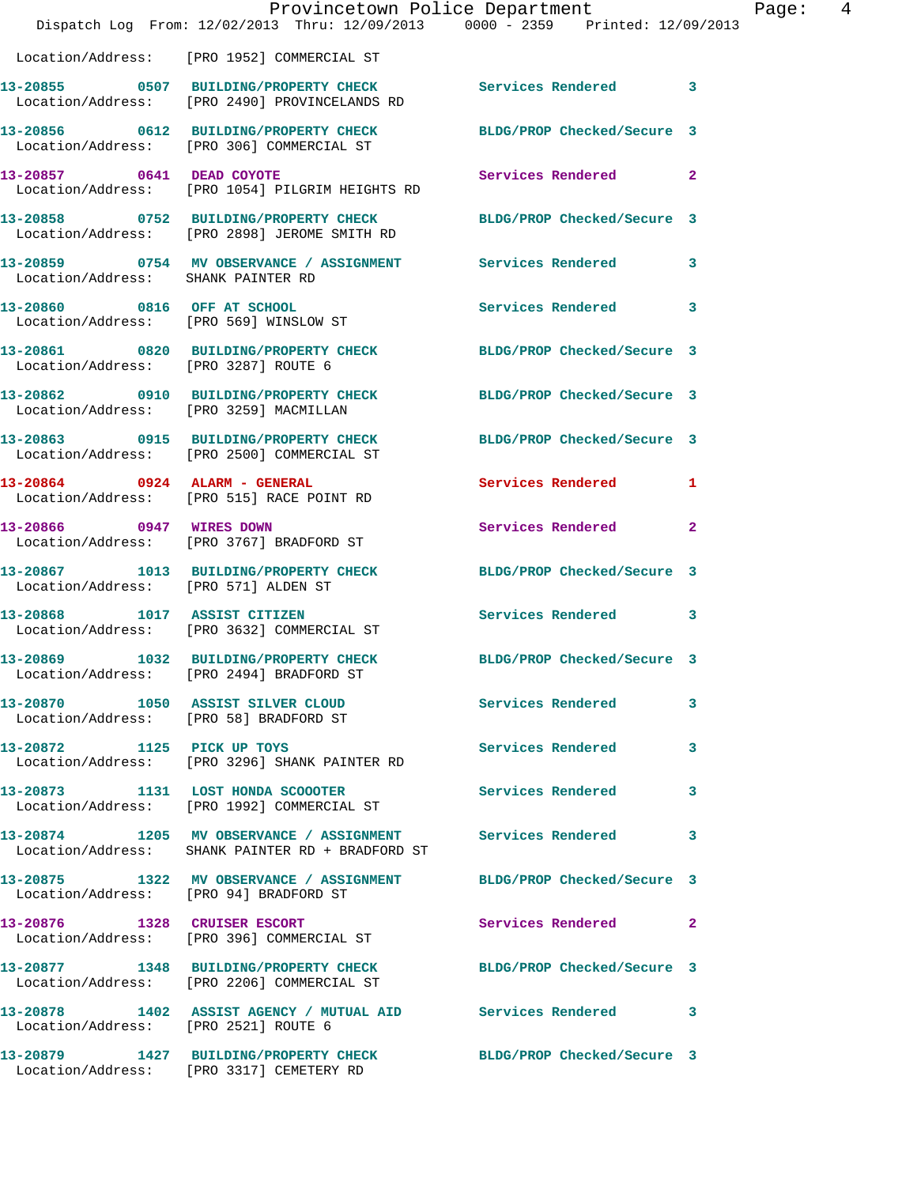Location/Address: [PRO 1952] COMMERCIAL ST

**13-20855 0507 BUILDING/PROPERTY CHECK** Services Rendered 3
Location/Address: [PRO 2490] PROVINCELANDS RD

**13-20856 0612 BUILDING/PROPERTY CHECK** BLDG/PROP Checked/Secure 3
Location/Address: [PRO 306] COMMERCIAL ST

**13-20857 0641 DEAD COYOTE** Services Rendered 2
Location/Address: [PRO 1054] PILGRIM HEIGHTS RD

**13-20858 0752 BUILDING/PROPERTY CHECK** BLDG/PROP Checked/Secure 3
Location/Address: [PRO 2898] JEROME SMITH RD

**13-20859 0754 MV OBSERVANCE / ASSIGNMENT** Services Rendered 3
Location/Address: SHANK PAINTER RD

**13-20860 0816 OFF AT SCHOOL** Services Rendered 3
Location/Address: [PRO 569] WINSLOW ST

**13-20861 0820 BUILDING/PROPERTY CHECK** BLDG/PROP Checked/Secure 3
Location/Address: [PRO 3287] ROUTE 6

**13-20862 0910 BUILDING/PROPERTY CHECK** BLDG/PROP Checked/Secure 3
Location/Address: [PRO 3259] MACMILLAN

**13-20863 0915 BUILDING/PROPERTY CHECK** BLDG/PROP Checked/Secure 3
Location/Address: [PRO 2500] COMMERCIAL ST

**13-20864 0924 ALARM - GENERAL** Services Rendered 1
Location/Address: [PRO 515] RACE POINT RD

**13-20866 0947 WIRES DOWN** Services Rendered 2
Location/Address: [PRO 3767] BRADFORD ST

**13-20867 1013 BUILDING/PROPERTY CHECK** BLDG/PROP Checked/Secure 3
Location/Address: [PRO 571] ALDEN ST

**13-20868 1017 ASSIST CITIZEN** Services Rendered 3
Location/Address: [PRO 3632] COMMERCIAL ST

**13-20869 1032 BUILDING/PROPERTY CHECK** BLDG/PROP Checked/Secure 3
Location/Address: [PRO 2494] BRADFORD ST

**13-20870 1050 ASSIST SILVER CLOUD** Services Rendered 3
Location/Address: [PRO 58] BRADFORD ST

**13-20872 1125 PICK UP TOYS** Services Rendered 3
Location/Address: [PRO 3296] SHANK PAINTER RD

**13-20873 1131 LOST HONDA SCOOOTER** Services Rendered 3
Location/Address: [PRO 1992] COMMERCIAL ST

**13-20874 1205 MV OBSERVANCE / ASSIGNMENT** Services Rendered 3
Location/Address: SHANK PAINTER RD + BRADFORD ST

**13-20875 1322 MV OBSERVANCE / ASSIGNMENT** BLDG/PROP Checked/Secure 3
Location/Address: [PRO 94] BRADFORD ST

**13-20876 1328 CRUISER ESCORT** Services Rendered 2
Location/Address: [PRO 396] COMMERCIAL ST

**13-20877 1348 BUILDING/PROPERTY CHECK** BLDG/PROP Checked/Secure 3
Location/Address: [PRO 2206] COMMERCIAL ST

**13-20878 1402 ASSIST AGENCY / MUTUAL AID** Services Rendered 3
Location/Address: [PRO 2521] ROUTE 6

**13-20879 1427 BUILDING/PROPERTY CHECK** BLDG/PROP Checked/Secure 3
Location/Address: [PRO 3317] CEMETERY RD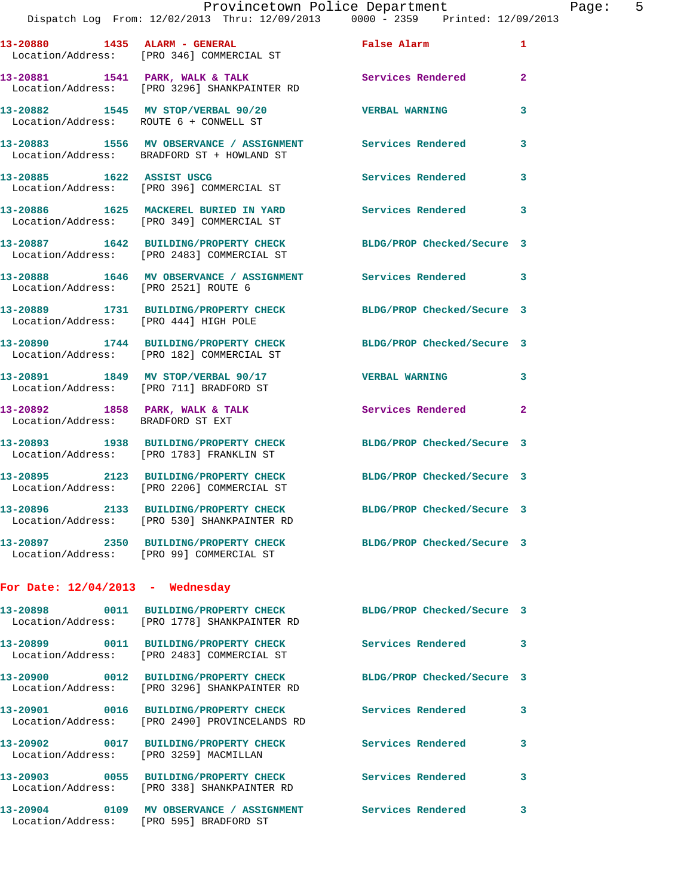13-20880 1435 ALARM - GENERAL False Alarm 1
Location/Address: [PRO 346] COMMERCIAL ST

13-20881 1541 PARK, WALK & TALK Services Rendered 2
Location/Address: [PRO 3296] SHANKPAINTER RD

13-20882 1545 MV STOP/VERBAL 90/20 VERBAL WARNING 3
Location/Address: ROUTE 6 + CONWELL ST

13-20883 1556 MV OBSERVANCE / ASSIGNMENT Services Rendered 3
Location/Address: BRADFORD ST + HOWLAND ST

13-20885 1622 ASSIST USCG Services Rendered 3
Location/Address: [PRO 396] COMMERCIAL ST

13-20886 1625 MACKEREL BURIED IN YARD Services Rendered 3
Location/Address: [PRO 349] COMMERCIAL ST

13-20887 1642 BUILDING/PROPERTY CHECK BLDG/PROP Checked/Secure 3
Location/Address: [PRO 2483] COMMERCIAL ST

13-20888 1646 MV OBSERVANCE / ASSIGNMENT Services Rendered 3
Location/Address: [PRO 2521] ROUTE 6

13-20889 1731 BUILDING/PROPERTY CHECK BLDG/PROP Checked/Secure 3
Location/Address: [PRO 444] HIGH POLE

13-20890 1744 BUILDING/PROPERTY CHECK BLDG/PROP Checked/Secure 3
Location/Address: [PRO 182] COMMERCIAL ST

13-20891 1849 MV STOP/VERBAL 90/17 VERBAL WARNING 3
Location/Address: [PRO 711] BRADFORD ST

13-20892 1858 PARK, WALK & TALK Services Rendered 2
Location/Address: BRADFORD ST EXT

13-20893 1938 BUILDING/PROPERTY CHECK BLDG/PROP Checked/Secure 3
Location/Address: [PRO 1783] FRANKLIN ST

13-20895 2123 BUILDING/PROPERTY CHECK BLDG/PROP Checked/Secure 3
Location/Address: [PRO 2206] COMMERCIAL ST

13-20896 2133 BUILDING/PROPERTY CHECK BLDG/PROP Checked/Secure 3
Location/Address: [PRO 530] SHANKPAINTER RD

13-20897 2350 BUILDING/PROPERTY CHECK BLDG/PROP Checked/Secure 3
Location/Address: [PRO 99] COMMERCIAL ST

## For Date: 12/04/2013 - Wednesday

13-20898 0011 BUILDING/PROPERTY CHECK BLDG/PROP Checked/Secure 3
Location/Address: [PRO 1778] SHANKPAINTER RD

13-20899 0011 BUILDING/PROPERTY CHECK Services Rendered 3
Location/Address: [PRO 2483] COMMERCIAL ST

13-20900 0012 BUILDING/PROPERTY CHECK BLDG/PROP Checked/Secure 3
Location/Address: [PRO 3296] SHANKPAINTER RD

13-20901 0016 BUILDING/PROPERTY CHECK Services Rendered 3
Location/Address: [PRO 2490] PROVINCELANDS RD

13-20902 0017 BUILDING/PROPERTY CHECK Services Rendered 3
Location/Address: [PRO 3259] MACMILLAN

13-20903 0055 BUILDING/PROPERTY CHECK Services Rendered 3
Location/Address: [PRO 338] SHANKPAINTER RD

13-20904 0109 MV OBSERVANCE / ASSIGNMENT Services Rendered 3
Location/Address: [PRO 595] BRADFORD ST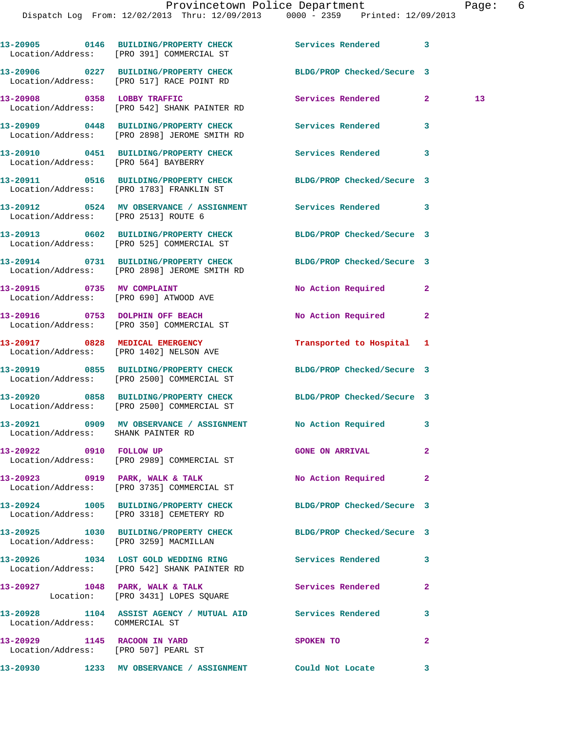13-20905 0146 BUILDING/PROPERTY CHECK Services Rendered 3
Location/Address: [PRO 391] COMMERCIAL ST

13-20906 0227 BUILDING/PROPERTY CHECK BLDG/PROP Checked/Secure 3
Location/Address: [PRO 517] RACE POINT RD

13-20908 0358 LOBBY TRAFFIC Services Rendered 2 13
Location/Address: [PRO 542] SHANK PAINTER RD

13-20909 0448 BUILDING/PROPERTY CHECK Services Rendered 3
Location/Address: [PRO 2898] JEROME SMITH RD

13-20910 0451 BUILDING/PROPERTY CHECK Services Rendered 3
Location/Address: [PRO 564] BAYBERRY

13-20911 0516 BUILDING/PROPERTY CHECK BLDG/PROP Checked/Secure 3
Location/Address: [PRO 1783] FRANKLIN ST

13-20912 0524 MV OBSERVANCE / ASSIGNMENT Services Rendered 3
Location/Address: [PRO 2513] ROUTE 6

13-20913 0602 BUILDING/PROPERTY CHECK BLDG/PROP Checked/Secure 3
Location/Address: [PRO 525] COMMERCIAL ST

13-20914 0731 BUILDING/PROPERTY CHECK BLDG/PROP Checked/Secure 3
Location/Address: [PRO 2898] JEROME SMITH RD

13-20915 0735 MV COMPLAINT No Action Required 2
Location/Address: [PRO 690] ATWOOD AVE

13-20916 0753 DOLPHIN OFF BEACH No Action Required 2
Location/Address: [PRO 350] COMMERCIAL ST

13-20917 0828 MEDICAL EMERGENCY Transported to Hospital 1
Location/Address: [PRO 1402] NELSON AVE

13-20919 0855 BUILDING/PROPERTY CHECK BLDG/PROP Checked/Secure 3
Location/Address: [PRO 2500] COMMERCIAL ST

13-20920 0858 BUILDING/PROPERTY CHECK BLDG/PROP Checked/Secure 3
Location/Address: [PRO 2500] COMMERCIAL ST

13-20921 0909 MV OBSERVANCE / ASSIGNMENT No Action Required 3
Location/Address: SHANK PAINTER RD

13-20922 0910 FOLLOW UP GONE ON ARRIVAL 2
Location/Address: [PRO 2989] COMMERCIAL ST

13-20923 0919 PARK, WALK & TALK No Action Required 2
Location/Address: [PRO 3735] COMMERCIAL ST

13-20924 1005 BUILDING/PROPERTY CHECK BLDG/PROP Checked/Secure 3
Location/Address: [PRO 3318] CEMETERY RD

13-20925 1030 BUILDING/PROPERTY CHECK BLDG/PROP Checked/Secure 3
Location/Address: [PRO 3259] MACMILLAN

13-20926 1034 LOST GOLD WEDDING RING Services Rendered 3
Location/Address: [PRO 542] SHANK PAINTER RD

13-20927 1048 PARK, WALK & TALK Services Rendered 2
Location: [PRO 3431] LOPES SQUARE

13-20928 1104 ASSIST AGENCY / MUTUAL AID Services Rendered 3
Location/Address: COMMERCIAL ST

13-20929 1145 RACOON IN YARD SPOKEN TO 2
Location/Address: [PRO 507] PEARL ST

13-20930 1233 MV OBSERVANCE / ASSIGNMENT Could Not Locate 3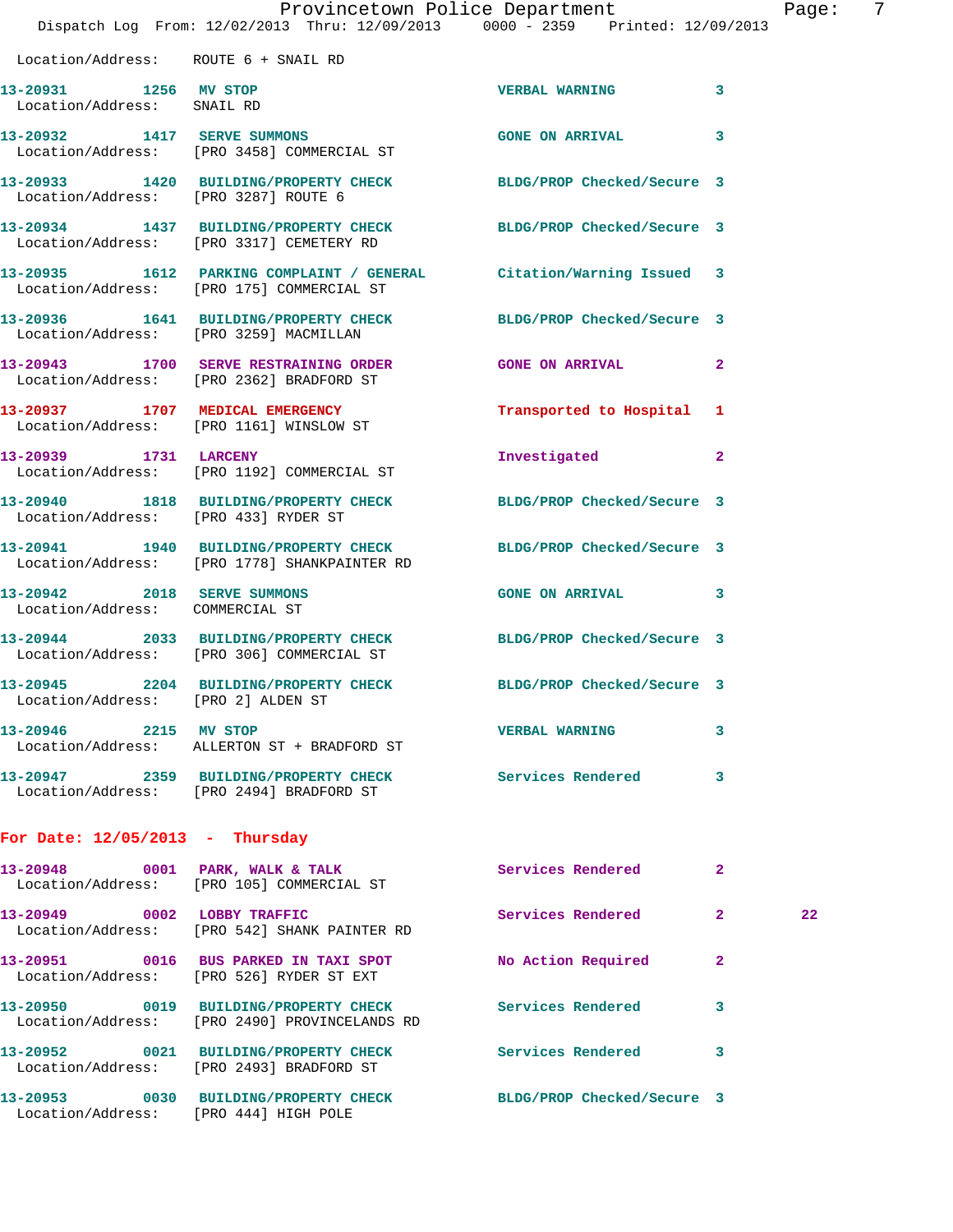Location/Address: ROUTE 6 + SNAIL RD

| Call # | Time | Type | Disposition | Priority | |
|---|---|---|---|---|---|
| 13-20931 | 1256 | MV STOP | VERBAL WARNING | 3 | |
| Location/Address: SNAIL RD | | | | | |
| 13-20932 | 1417 | SERVE SUMMONS | GONE ON ARRIVAL | 3 | |
| Location/Address: [PRO 3458] COMMERCIAL ST | | | | | |
| 13-20933 | 1420 | BUILDING/PROPERTY CHECK | BLDG/PROP Checked/Secure | 3 | |
| Location/Address: [PRO 3287] ROUTE 6 | | | | | |
| 13-20934 | 1437 | BUILDING/PROPERTY CHECK | BLDG/PROP Checked/Secure | 3 | |
| Location/Address: [PRO 3317] CEMETERY RD | | | | | |
| 13-20935 | 1612 | PARKING COMPLAINT / GENERAL | Citation/Warning Issued | 3 | |
| Location/Address: [PRO 175] COMMERCIAL ST | | | | | |
| 13-20936 | 1641 | BUILDING/PROPERTY CHECK | BLDG/PROP Checked/Secure | 3 | |
| Location/Address: [PRO 3259] MACMILLAN | | | | | |
| 13-20943 | 1700 | SERVE RESTRAINING ORDER | GONE ON ARRIVAL | 2 | |
| Location/Address: [PRO 2362] BRADFORD ST | | | | | |
| 13-20937 | 1707 | MEDICAL EMERGENCY | Transported to Hospital | 1 | |
| Location/Address: [PRO 1161] WINSLOW ST | | | | | |
| 13-20939 | 1731 | LARCENY | Investigated | 2 | |
| Location/Address: [PRO 1192] COMMERCIAL ST | | | | | |
| 13-20940 | 1818 | BUILDING/PROPERTY CHECK | BLDG/PROP Checked/Secure | 3 | |
| Location/Address: [PRO 433] RYDER ST | | | | | |
| 13-20941 | 1940 | BUILDING/PROPERTY CHECK | BLDG/PROP Checked/Secure | 3 | |
| Location/Address: [PRO 1778] SHANKPAINTER RD | | | | | |
| 13-20942 | 2018 | SERVE SUMMONS | GONE ON ARRIVAL | 3 | |
| Location/Address: COMMERCIAL ST | | | | | |
| 13-20944 | 2033 | BUILDING/PROPERTY CHECK | BLDG/PROP Checked/Secure | 3 | |
| Location/Address: [PRO 306] COMMERCIAL ST | | | | | |
| 13-20945 | 2204 | BUILDING/PROPERTY CHECK | BLDG/PROP Checked/Secure | 3 | |
| Location/Address: [PRO 2] ALDEN ST | | | | | |
| 13-20946 | 2215 | MV STOP | VERBAL WARNING | 3 | |
| Location/Address: ALLERTON ST + BRADFORD ST | | | | | |
| 13-20947 | 2359 | BUILDING/PROPERTY CHECK | Services Rendered | 3 | |
| Location/Address: [PRO 2494] BRADFORD ST | | | | | |

**For Date: 12/05/2013 - Thursday**

| Call # | Time | Type | Disposition | Priority | |
|---|---|---|---|---|---|
| 13-20948 | 0001 | PARK, WALK & TALK | Services Rendered | 2 | |
| Location/Address: [PRO 105] COMMERCIAL ST | | | | | |
| 13-20949 | 0002 | LOBBY TRAFFIC | Services Rendered | 2 | 22 |
| Location/Address: [PRO 542] SHANK PAINTER RD | | | | | |
| 13-20951 | 0016 | BUS PARKED IN TAXI SPOT | No Action Required | 2 | |
| Location/Address: [PRO 526] RYDER ST EXT | | | | | |
| 13-20950 | 0019 | BUILDING/PROPERTY CHECK | Services Rendered | 3 | |
| Location/Address: [PRO 2490] PROVINCELANDS RD | | | | | |
| 13-20952 | 0021 | BUILDING/PROPERTY CHECK | Services Rendered | 3 | |
| Location/Address: [PRO 2493] BRADFORD ST | | | | | |
| 13-20953 | 0030 | BUILDING/PROPERTY CHECK | BLDG/PROP Checked/Secure | 3 | |
| Location/Address: [PRO 444] HIGH POLE | | | | | |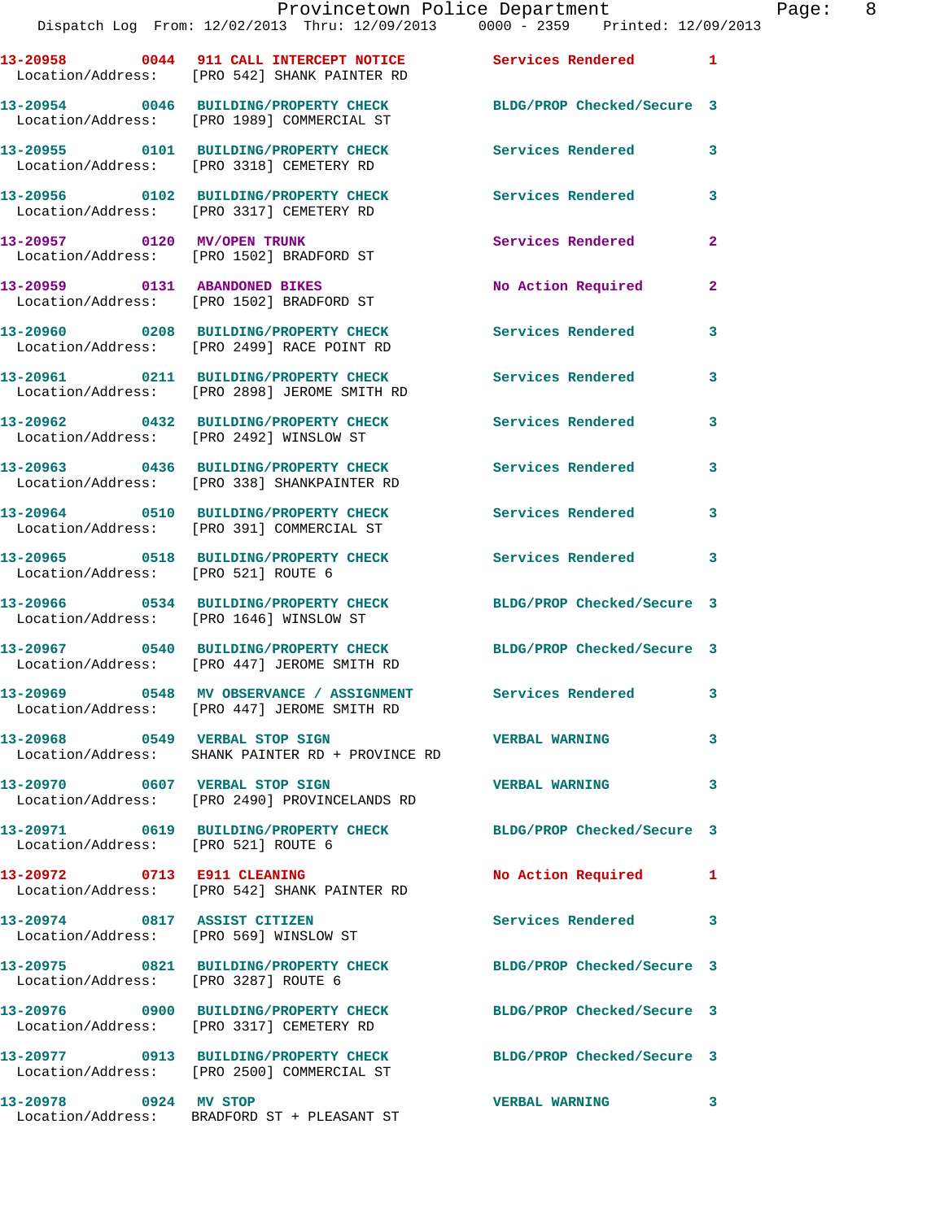13-20958 0044 911 CALL INTERCEPT NOTICE Services Rendered 1
Location/Address: [PRO 542] SHANK PAINTER RD

13-20954 0046 BUILDING/PROPERTY CHECK BLDG/PROP Checked/Secure 3
Location/Address: [PRO 1989] COMMERCIAL ST

13-20955 0101 BUILDING/PROPERTY CHECK Services Rendered 3
Location/Address: [PRO 3318] CEMETERY RD

13-20956 0102 BUILDING/PROPERTY CHECK Services Rendered 3
Location/Address: [PRO 3317] CEMETERY RD

13-20957 0120 MV/OPEN TRUNK Services Rendered 2
Location/Address: [PRO 1502] BRADFORD ST

13-20959 0131 ABANDONED BIKES No Action Required 2
Location/Address: [PRO 1502] BRADFORD ST

13-20960 0208 BUILDING/PROPERTY CHECK Services Rendered 3
Location/Address: [PRO 2499] RACE POINT RD

13-20961 0211 BUILDING/PROPERTY CHECK Services Rendered 3
Location/Address: [PRO 2898] JEROME SMITH RD

13-20962 0432 BUILDING/PROPERTY CHECK Services Rendered 3
Location/Address: [PRO 2492] WINSLOW ST

13-20963 0436 BUILDING/PROPERTY CHECK Services Rendered 3
Location/Address: [PRO 338] SHANKPAINTER RD

13-20964 0510 BUILDING/PROPERTY CHECK Services Rendered 3
Location/Address: [PRO 391] COMMERCIAL ST

13-20965 0518 BUILDING/PROPERTY CHECK Services Rendered 3
Location/Address: [PRO 521] ROUTE 6

13-20966 0534 BUILDING/PROPERTY CHECK BLDG/PROP Checked/Secure 3
Location/Address: [PRO 1646] WINSLOW ST

13-20967 0540 BUILDING/PROPERTY CHECK BLDG/PROP Checked/Secure 3
Location/Address: [PRO 447] JEROME SMITH RD

13-20969 0548 MV OBSERVANCE / ASSIGNMENT Services Rendered 3
Location/Address: [PRO 447] JEROME SMITH RD

13-20968 0549 VERBAL STOP SIGN VERBAL WARNING 3
Location/Address: SHANK PAINTER RD + PROVINCE RD

13-20970 0607 VERBAL STOP SIGN VERBAL WARNING 3
Location/Address: [PRO 2490] PROVINCELANDS RD

13-20971 0619 BUILDING/PROPERTY CHECK BLDG/PROP Checked/Secure 3
Location/Address: [PRO 521] ROUTE 6

13-20972 0713 E911 CLEANING No Action Required 1
Location/Address: [PRO 542] SHANK PAINTER RD

13-20974 0817 ASSIST CITIZEN Services Rendered 3
Location/Address: [PRO 569] WINSLOW ST

13-20975 0821 BUILDING/PROPERTY CHECK BLDG/PROP Checked/Secure 3
Location/Address: [PRO 3287] ROUTE 6

13-20976 0900 BUILDING/PROPERTY CHECK BLDG/PROP Checked/Secure 3
Location/Address: [PRO 3317] CEMETERY RD

13-20977 0913 BUILDING/PROPERTY CHECK BLDG/PROP Checked/Secure 3
Location/Address: [PRO 2500] COMMERCIAL ST

13-20978 0924 MV STOP VERBAL WARNING 3
Location/Address: BRADFORD ST + PLEASANT ST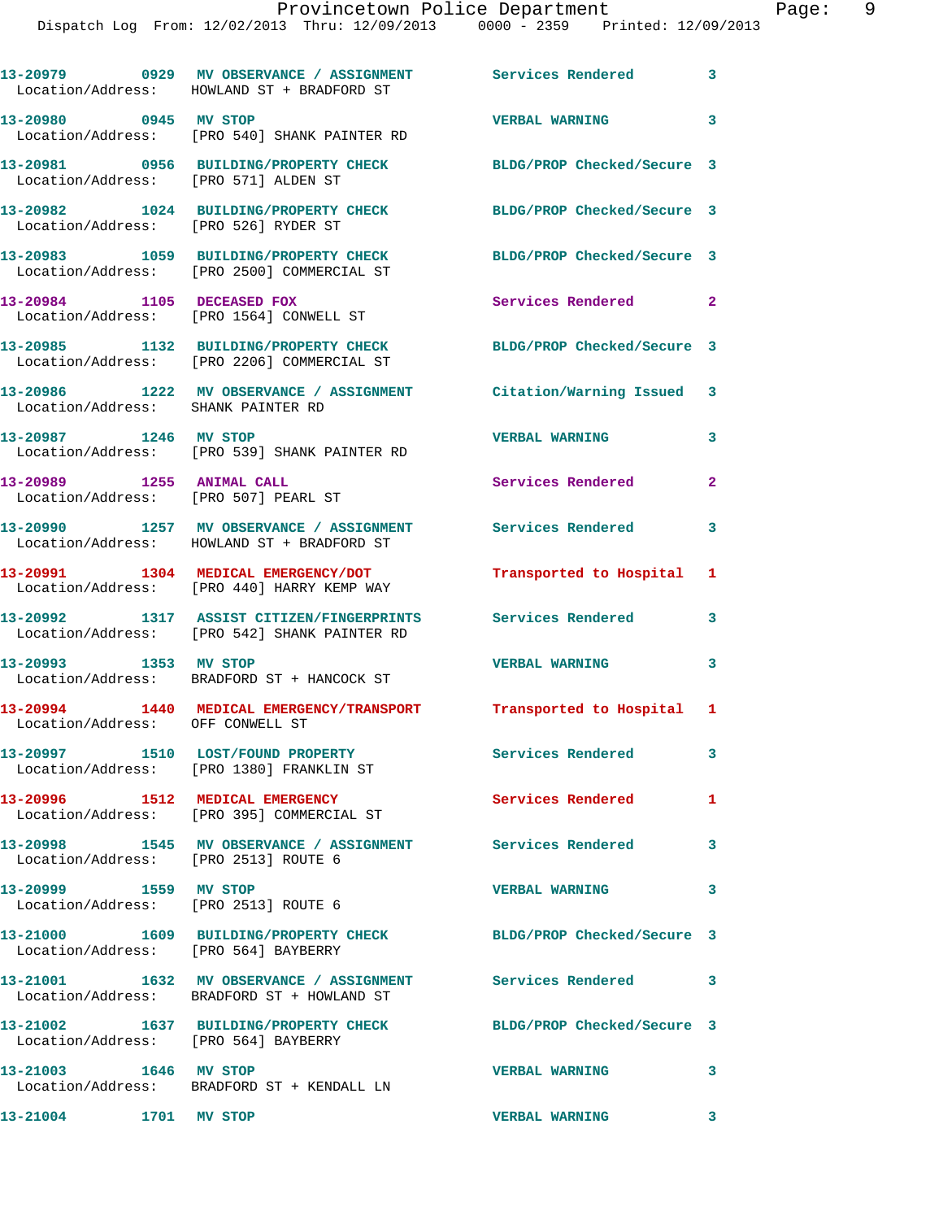13-20979 0929 MV OBSERVANCE / ASSIGNMENT Services Rendered 3
Location/Address: HOWLAND ST + BRADFORD ST

13-20980 0945 MV STOP VERBAL WARNING 3
Location/Address: [PRO 540] SHANK PAINTER RD

13-20981 0956 BUILDING/PROPERTY CHECK BLDG/PROP Checked/Secure 3
Location/Address: [PRO 571] ALDEN ST

13-20982 1024 BUILDING/PROPERTY CHECK BLDG/PROP Checked/Secure 3
Location/Address: [PRO 526] RYDER ST

13-20983 1059 BUILDING/PROPERTY CHECK BLDG/PROP Checked/Secure 3
Location/Address: [PRO 2500] COMMERCIAL ST

13-20984 1105 DECEASED FOX Services Rendered 2
Location/Address: [PRO 1564] CONWELL ST

13-20985 1132 BUILDING/PROPERTY CHECK BLDG/PROP Checked/Secure 3
Location/Address: [PRO 2206] COMMERCIAL ST

13-20986 1222 MV OBSERVANCE / ASSIGNMENT Citation/Warning Issued 3
Location/Address: SHANK PAINTER RD

13-20987 1246 MV STOP VERBAL WARNING 3
Location/Address: [PRO 539] SHANK PAINTER RD

13-20989 1255 ANIMAL CALL Services Rendered 2
Location/Address: [PRO 507] PEARL ST

13-20990 1257 MV OBSERVANCE / ASSIGNMENT Services Rendered 3
Location/Address: HOWLAND ST + BRADFORD ST

13-20991 1304 MEDICAL EMERGENCY/DOT Transported to Hospital 1
Location/Address: [PRO 440] HARRY KEMP WAY

13-20992 1317 ASSIST CITIZEN/FINGERPRINTS Services Rendered 3
Location/Address: [PRO 542] SHANK PAINTER RD

13-20993 1353 MV STOP VERBAL WARNING 3
Location/Address: BRADFORD ST + HANCOCK ST

13-20994 1440 MEDICAL EMERGENCY/TRANSPORT Transported to Hospital 1
Location/Address: OFF CONWELL ST

13-20997 1510 LOST/FOUND PROPERTY Services Rendered 3
Location/Address: [PRO 1380] FRANKLIN ST

13-20996 1512 MEDICAL EMERGENCY Services Rendered 1
Location/Address: [PRO 395] COMMERCIAL ST

13-20998 1545 MV OBSERVANCE / ASSIGNMENT Services Rendered 3
Location/Address: [PRO 2513] ROUTE 6

13-20999 1559 MV STOP VERBAL WARNING 3
Location/Address: [PRO 2513] ROUTE 6

13-21000 1609 BUILDING/PROPERTY CHECK BLDG/PROP Checked/Secure 3
Location/Address: [PRO 564] BAYBERRY

13-21001 1632 MV OBSERVANCE / ASSIGNMENT Services Rendered 3
Location/Address: BRADFORD ST + HOWLAND ST

13-21002 1637 BUILDING/PROPERTY CHECK BLDG/PROP Checked/Secure 3
Location/Address: [PRO 564] BAYBERRY

13-21003 1646 MV STOP VERBAL WARNING 3
Location/Address: BRADFORD ST + KENDALL LN

13-21004 1701 MV STOP VERBAL WARNING 3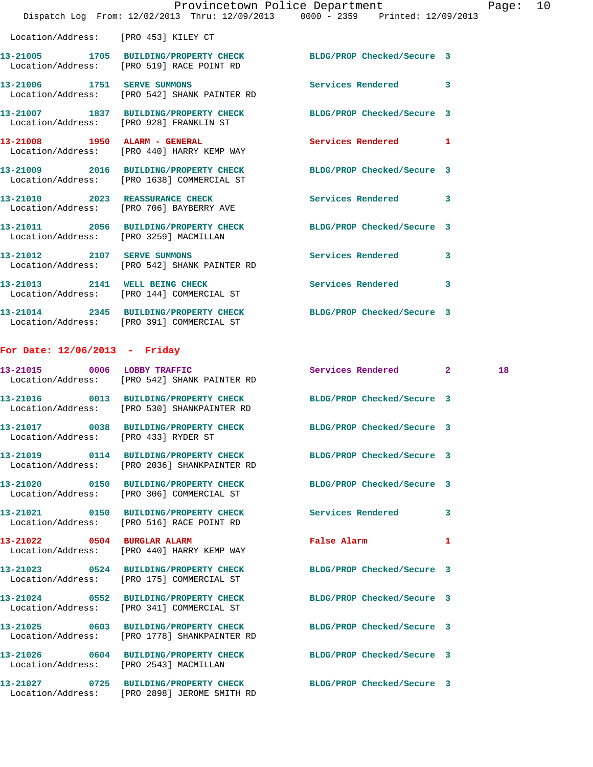Location/Address: [PRO 453] KILEY CT

13-21005 1705 BUILDING/PROPERTY CHECK BLDG/PROP Checked/Secure 3
 Location/Address: [PRO 519] RACE POINT RD

13-21006 1751 SERVE SUMMONS Services Rendered 3
 Location/Address: [PRO 542] SHANK PAINTER RD

13-21007 1837 BUILDING/PROPERTY CHECK BLDG/PROP Checked/Secure 3
 Location/Address: [PRO 928] FRANKLIN ST

13-21008 1950 ALARM - GENERAL Services Rendered 1
 Location/Address: [PRO 440] HARRY KEMP WAY

13-21009 2016 BUILDING/PROPERTY CHECK BLDG/PROP Checked/Secure 3
 Location/Address: [PRO 1638] COMMERCIAL ST

13-21010 2023 REASSURANCE CHECK Services Rendered 3
 Location/Address: [PRO 706] BAYBERRY AVE

13-21011 2056 BUILDING/PROPERTY CHECK BLDG/PROP Checked/Secure 3
 Location/Address: [PRO 3259] MACMILLAN

13-21012 2107 SERVE SUMMONS Services Rendered 3
 Location/Address: [PRO 542] SHANK PAINTER RD

13-21013 2141 WELL BEING CHECK Services Rendered 3
 Location/Address: [PRO 144] COMMERCIAL ST

13-21014 2345 BUILDING/PROPERTY CHECK BLDG/PROP Checked/Secure 3
 Location/Address: [PRO 391] COMMERCIAL ST

**For Date: 12/06/2013 - Friday**

13-21015 0006 LOBBY TRAFFIC Services Rendered 2 18
 Location/Address: [PRO 542] SHANK PAINTER RD

13-21016 0013 BUILDING/PROPERTY CHECK BLDG/PROP Checked/Secure 3
 Location/Address: [PRO 530] SHANKPAINTER RD

13-21017 0038 BUILDING/PROPERTY CHECK BLDG/PROP Checked/Secure 3
 Location/Address: [PRO 433] RYDER ST

13-21019 0114 BUILDING/PROPERTY CHECK BLDG/PROP Checked/Secure 3
 Location/Address: [PRO 2036] SHANKPAINTER RD

13-21020 0150 BUILDING/PROPERTY CHECK BLDG/PROP Checked/Secure 3
 Location/Address: [PRO 306] COMMERCIAL ST

13-21021 0150 BUILDING/PROPERTY CHECK Services Rendered 3
 Location/Address: [PRO 516] RACE POINT RD

13-21022 0504 BURGLAR ALARM False Alarm 1
 Location/Address: [PRO 440] HARRY KEMP WAY

13-21023 0524 BUILDING/PROPERTY CHECK BLDG/PROP Checked/Secure 3
 Location/Address: [PRO 175] COMMERCIAL ST

13-21024 0552 BUILDING/PROPERTY CHECK BLDG/PROP Checked/Secure 3
 Location/Address: [PRO 341] COMMERCIAL ST

13-21025 0603 BUILDING/PROPERTY CHECK BLDG/PROP Checked/Secure 3
 Location/Address: [PRO 1778] SHANKPAINTER RD

13-21026 0604 BUILDING/PROPERTY CHECK BLDG/PROP Checked/Secure 3
 Location/Address: [PRO 2543] MACMILLAN

13-21027 0725 BUILDING/PROPERTY CHECK BLDG/PROP Checked/Secure 3
 Location/Address: [PRO 2898] JEROME SMITH RD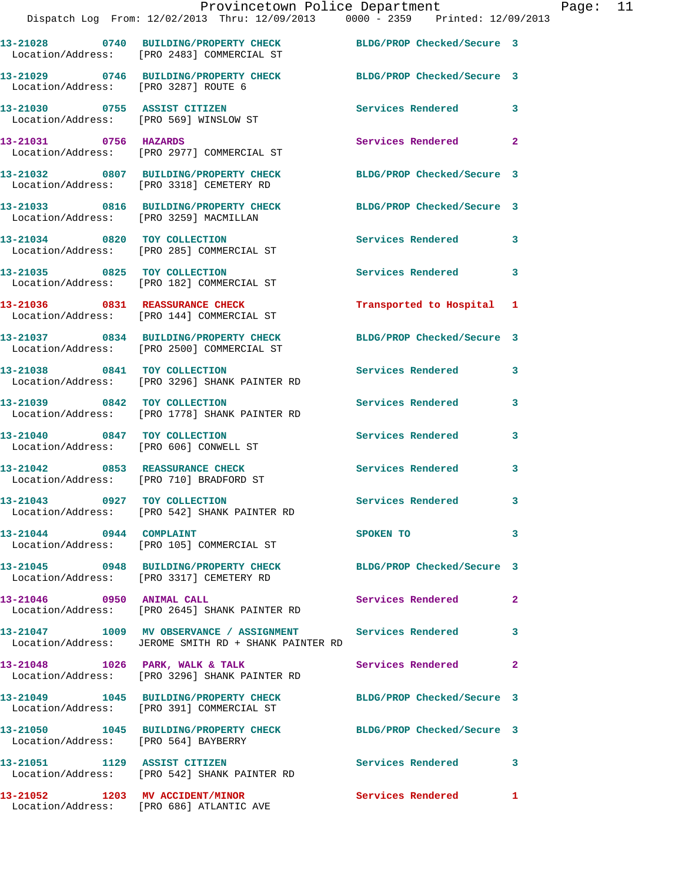13-21028 0740 BUILDING/PROPERTY CHECK BLDG/PROP Checked/Secure 3
Location/Address: [PRO 2483] COMMERCIAL ST

13-21029 0746 BUILDING/PROPERTY CHECK BLDG/PROP Checked/Secure 3
Location/Address: [PRO 3287] ROUTE 6

13-21030 0755 ASSIST CITIZEN Services Rendered 3
Location/Address: [PRO 569] WINSLOW ST

13-21031 0756 HAZARDS Services Rendered 2
Location/Address: [PRO 2977] COMMERCIAL ST

13-21032 0807 BUILDING/PROPERTY CHECK BLDG/PROP Checked/Secure 3
Location/Address: [PRO 3318] CEMETERY RD

13-21033 0816 BUILDING/PROPERTY CHECK BLDG/PROP Checked/Secure 3
Location/Address: [PRO 3259] MACMILLAN

13-21034 0820 TOY COLLECTION Services Rendered 3
Location/Address: [PRO 285] COMMERCIAL ST

13-21035 0825 TOY COLLECTION Services Rendered 3
Location/Address: [PRO 182] COMMERCIAL ST

13-21036 0831 REASSURANCE CHECK Transported to Hospital 1
Location/Address: [PRO 144] COMMERCIAL ST

13-21037 0834 BUILDING/PROPERTY CHECK BLDG/PROP Checked/Secure 3
Location/Address: [PRO 2500] COMMERCIAL ST

13-21038 0841 TOY COLLECTION Services Rendered 3
Location/Address: [PRO 3296] SHANK PAINTER RD

13-21039 0842 TOY COLLECTION Services Rendered 3
Location/Address: [PRO 1778] SHANK PAINTER RD

13-21040 0847 TOY COLLECTION Services Rendered 3
Location/Address: [PRO 606] CONWELL ST

13-21042 0853 REASSURANCE CHECK Services Rendered 3
Location/Address: [PRO 710] BRADFORD ST

13-21043 0927 TOY COLLECTION Services Rendered 3
Location/Address: [PRO 542] SHANK PAINTER RD

13-21044 0944 COMPLAINT SPOKEN TO 3
Location/Address: [PRO 105] COMMERCIAL ST

13-21045 0948 BUILDING/PROPERTY CHECK BLDG/PROP Checked/Secure 3
Location/Address: [PRO 3317] CEMETERY RD

13-21046 0950 ANIMAL CALL Services Rendered 2
Location/Address: [PRO 2645] SHANK PAINTER RD

13-21047 1009 MV OBSERVANCE / ASSIGNMENT Services Rendered 3
Location/Address: JEROME SMITH RD + SHANK PAINTER RD

13-21048 1026 PARK, WALK & TALK Services Rendered 2
Location/Address: [PRO 3296] SHANK PAINTER RD

13-21049 1045 BUILDING/PROPERTY CHECK BLDG/PROP Checked/Secure 3
Location/Address: [PRO 391] COMMERCIAL ST

13-21050 1045 BUILDING/PROPERTY CHECK BLDG/PROP Checked/Secure 3
Location/Address: [PRO 564] BAYBERRY

13-21051 1129 ASSIST CITIZEN Services Rendered 3
Location/Address: [PRO 542] SHANK PAINTER RD

13-21052 1203 MV ACCIDENT/MINOR Services Rendered 1
Location/Address: [PRO 686] ATLANTIC AVE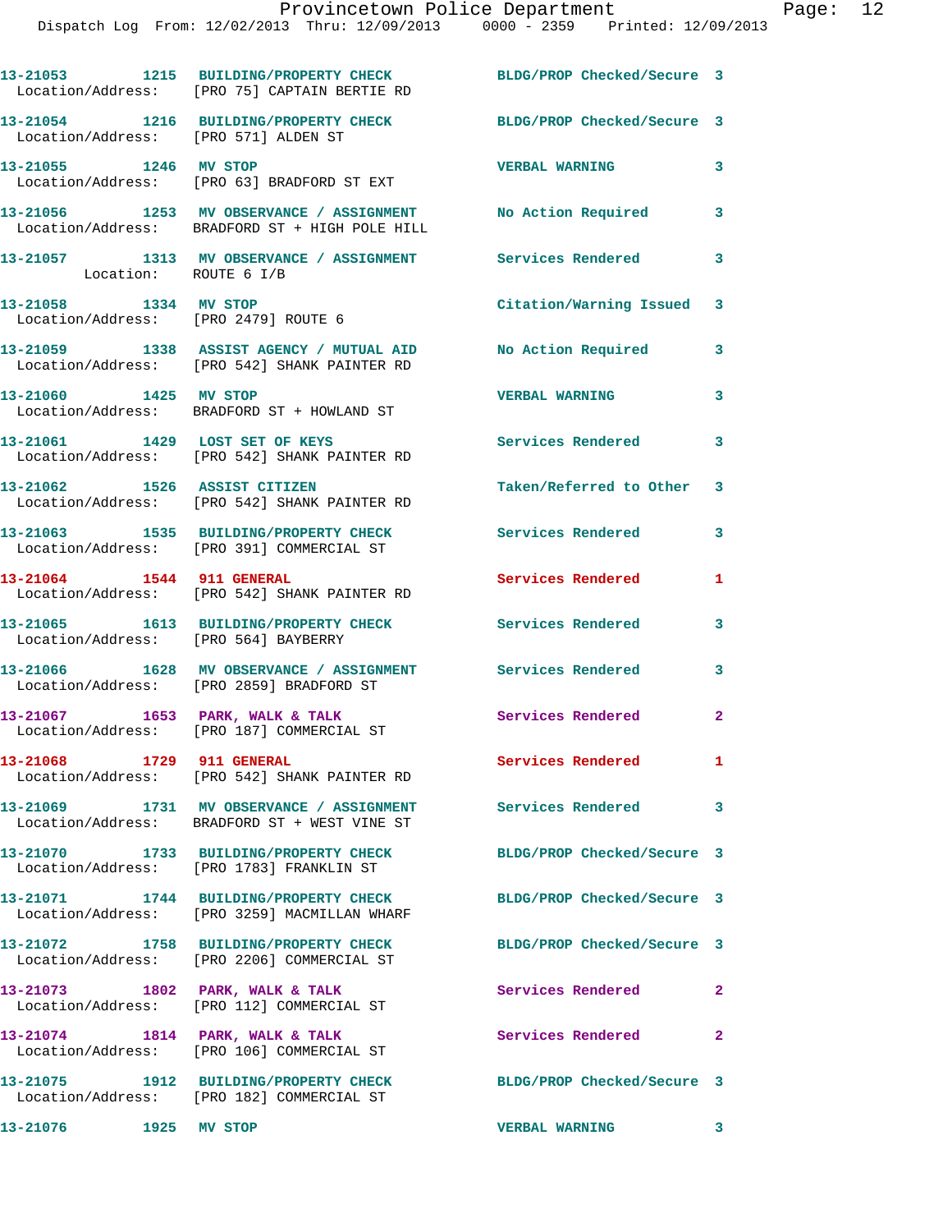13-21053 1215 BUILDING/PROPERTY CHECK BLDG/PROP Checked/Secure 3
Location/Address: [PRO 75] CAPTAIN BERTIE RD

13-21054 1216 BUILDING/PROPERTY CHECK BLDG/PROP Checked/Secure 3
Location/Address: [PRO 571] ALDEN ST

13-21055 1246 MV STOP VERBAL WARNING 3
Location/Address: [PRO 63] BRADFORD ST EXT

13-21056 1253 MV OBSERVANCE / ASSIGNMENT No Action Required 3
Location/Address: BRADFORD ST + HIGH POLE HILL

13-21057 1313 MV OBSERVANCE / ASSIGNMENT Services Rendered 3
Location: ROUTE 6 I/B

13-21058 1334 MV STOP Citation/Warning Issued 3
Location/Address: [PRO 2479] ROUTE 6

13-21059 1338 ASSIST AGENCY / MUTUAL AID No Action Required 3
Location/Address: [PRO 542] SHANK PAINTER RD

13-21060 1425 MV STOP VERBAL WARNING 3
Location/Address: BRADFORD ST + HOWLAND ST

13-21061 1429 LOST SET OF KEYS Services Rendered 3
Location/Address: [PRO 542] SHANK PAINTER RD

13-21062 1526 ASSIST CITIZEN Taken/Referred to Other 3
Location/Address: [PRO 542] SHANK PAINTER RD

13-21063 1535 BUILDING/PROPERTY CHECK Services Rendered 3
Location/Address: [PRO 391] COMMERCIAL ST

13-21064 1544 911 GENERAL Services Rendered 1
Location/Address: [PRO 542] SHANK PAINTER RD

13-21065 1613 BUILDING/PROPERTY CHECK Services Rendered 3
Location/Address: [PRO 564] BAYBERRY

13-21066 1628 MV OBSERVANCE / ASSIGNMENT Services Rendered 3
Location/Address: [PRO 2859] BRADFORD ST

13-21067 1653 PARK, WALK & TALK Services Rendered 2
Location/Address: [PRO 187] COMMERCIAL ST

13-21068 1729 911 GENERAL Services Rendered 1
Location/Address: [PRO 542] SHANK PAINTER RD

13-21069 1731 MV OBSERVANCE / ASSIGNMENT Services Rendered 3
Location/Address: BRADFORD ST + WEST VINE ST

13-21070 1733 BUILDING/PROPERTY CHECK BLDG/PROP Checked/Secure 3
Location/Address: [PRO 1783] FRANKLIN ST

13-21071 1744 BUILDING/PROPERTY CHECK BLDG/PROP Checked/Secure 3
Location/Address: [PRO 3259] MACMILLAN WHARF

13-21072 1758 BUILDING/PROPERTY CHECK BLDG/PROP Checked/Secure 3
Location/Address: [PRO 2206] COMMERCIAL ST

13-21073 1802 PARK, WALK & TALK Services Rendered 2
Location/Address: [PRO 112] COMMERCIAL ST

13-21074 1814 PARK, WALK & TALK Services Rendered 2
Location/Address: [PRO 106] COMMERCIAL ST

13-21075 1912 BUILDING/PROPERTY CHECK BLDG/PROP Checked/Secure 3
Location/Address: [PRO 182] COMMERCIAL ST

13-21076 1925 MV STOP VERBAL WARNING 3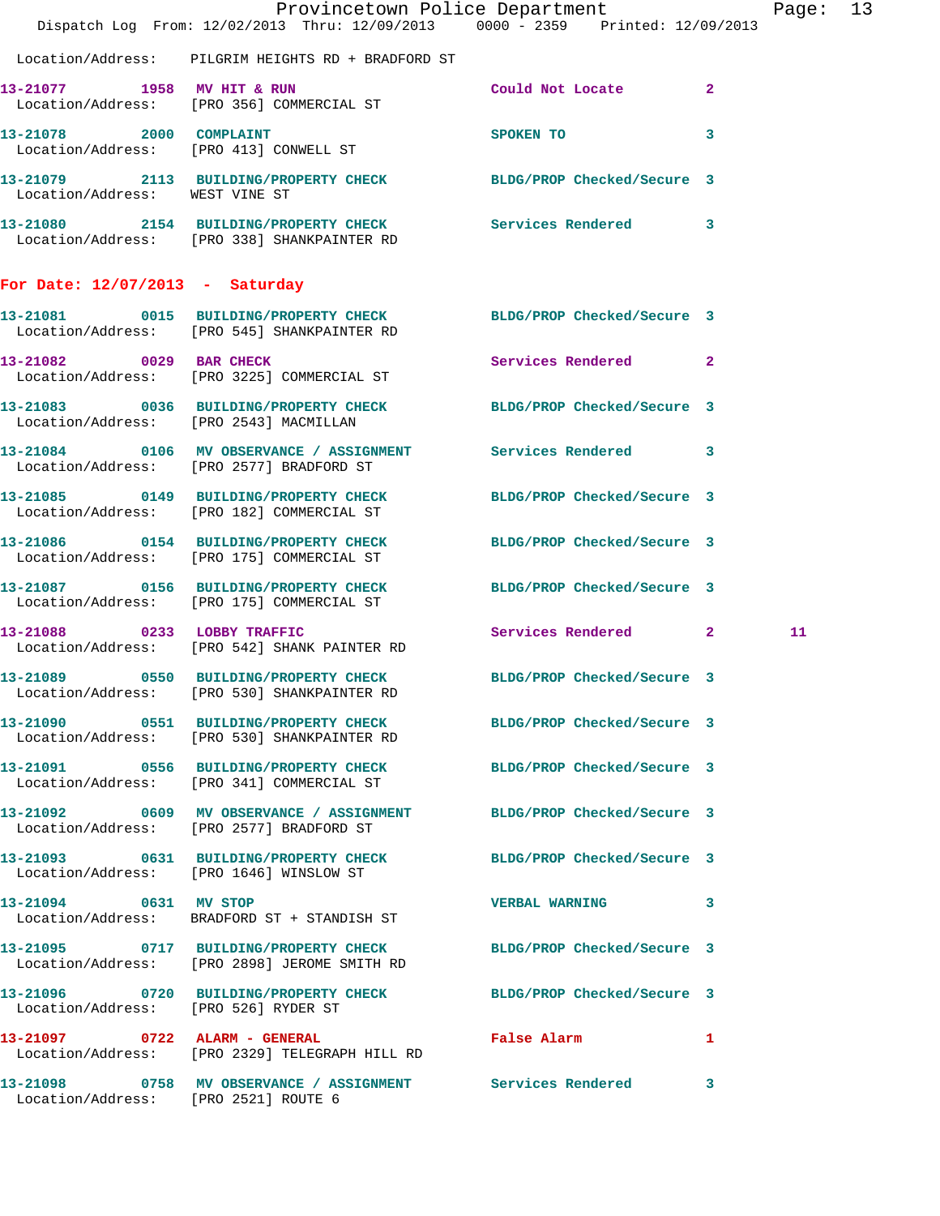Location/Address: PILGRIM HEIGHTS RD + BRADFORD ST

| Call Number | Time | Call Reason | Action | Priority | |
|---|---|---|---|---|---|
| 13-21077 | 1958 | MV HIT & RUN | Could Not Locate | 2 | |
| | | Location/Address: [PRO 356] COMMERCIAL ST | | | |
| 13-21078 | 2000 | COMPLAINT | SPOKEN TO | 3 | |
| | | Location/Address: [PRO 413] CONWELL ST | | | |
| 13-21079 | 2113 | BUILDING/PROPERTY CHECK | BLDG/PROP Checked/Secure | 3 | |
| | | Location/Address: WEST VINE ST | | | |
| 13-21080 | 2154 | BUILDING/PROPERTY CHECK | Services Rendered | 3 | |
| | | Location/Address: [PRO 338] SHANKPAINTER RD | | | |

## For Date: 12/07/2013 - Saturday

| Call Number | Time | Call Reason | Action | Priority | |
|---|---|---|---|---|---|
| 13-21081 | 0015 | BUILDING/PROPERTY CHECK | BLDG/PROP Checked/Secure | 3 | |
| | | Location/Address: [PRO 545] SHANKPAINTER RD | | | |
| 13-21082 | 0029 | BAR CHECK | Services Rendered | 2 | |
| | | Location/Address: [PRO 3225] COMMERCIAL ST | | | |
| 13-21083 | 0036 | BUILDING/PROPERTY CHECK | BLDG/PROP Checked/Secure | 3 | |
| | | Location/Address: [PRO 2543] MACMILLAN | | | |
| 13-21084 | 0106 | MV OBSERVANCE / ASSIGNMENT | Services Rendered | 3 | |
| | | Location/Address: [PRO 2577] BRADFORD ST | | | |
| 13-21085 | 0149 | BUILDING/PROPERTY CHECK | BLDG/PROP Checked/Secure | 3 | |
| | | Location/Address: [PRO 182] COMMERCIAL ST | | | |
| 13-21086 | 0154 | BUILDING/PROPERTY CHECK | BLDG/PROP Checked/Secure | 3 | |
| | | Location/Address: [PRO 175] COMMERCIAL ST | | | |
| 13-21087 | 0156 | BUILDING/PROPERTY CHECK | BLDG/PROP Checked/Secure | 3 | |
| | | Location/Address: [PRO 175] COMMERCIAL ST | | | |
| 13-21088 | 0233 | LOBBY TRAFFIC | Services Rendered | 2 | 11 |
| | | Location/Address: [PRO 542] SHANK PAINTER RD | | | |
| 13-21089 | 0550 | BUILDING/PROPERTY CHECK | BLDG/PROP Checked/Secure | 3 | |
| | | Location/Address: [PRO 530] SHANKPAINTER RD | | | |
| 13-21090 | 0551 | BUILDING/PROPERTY CHECK | BLDG/PROP Checked/Secure | 3 | |
| | | Location/Address: [PRO 530] SHANKPAINTER RD | | | |
| 13-21091 | 0556 | BUILDING/PROPERTY CHECK | BLDG/PROP Checked/Secure | 3 | |
| | | Location/Address: [PRO 341] COMMERCIAL ST | | | |
| 13-21092 | 0609 | MV OBSERVANCE / ASSIGNMENT | BLDG/PROP Checked/Secure | 3 | |
| | | Location/Address: [PRO 2577] BRADFORD ST | | | |
| 13-21093 | 0631 | BUILDING/PROPERTY CHECK | BLDG/PROP Checked/Secure | 3 | |
| | | Location/Address: [PRO 1646] WINSLOW ST | | | |
| 13-21094 | 0631 | MV STOP | VERBAL WARNING | 3 | |
| | | Location/Address: BRADFORD ST + STANDISH ST | | | |
| 13-21095 | 0717 | BUILDING/PROPERTY CHECK | BLDG/PROP Checked/Secure | 3 | |
| | | Location/Address: [PRO 2898] JEROME SMITH RD | | | |
| 13-21096 | 0720 | BUILDING/PROPERTY CHECK | BLDG/PROP Checked/Secure | 3 | |
| | | Location/Address: [PRO 526] RYDER ST | | | |
| 13-21097 | 0722 | ALARM - GENERAL | False Alarm | 1 | |
| | | Location/Address: [PRO 2329] TELEGRAPH HILL RD | | | |
| 13-21098 | 0758 | MV OBSERVANCE / ASSIGNMENT | Services Rendered | 3 | |
| | | Location/Address: [PRO 2521] ROUTE 6 | | | |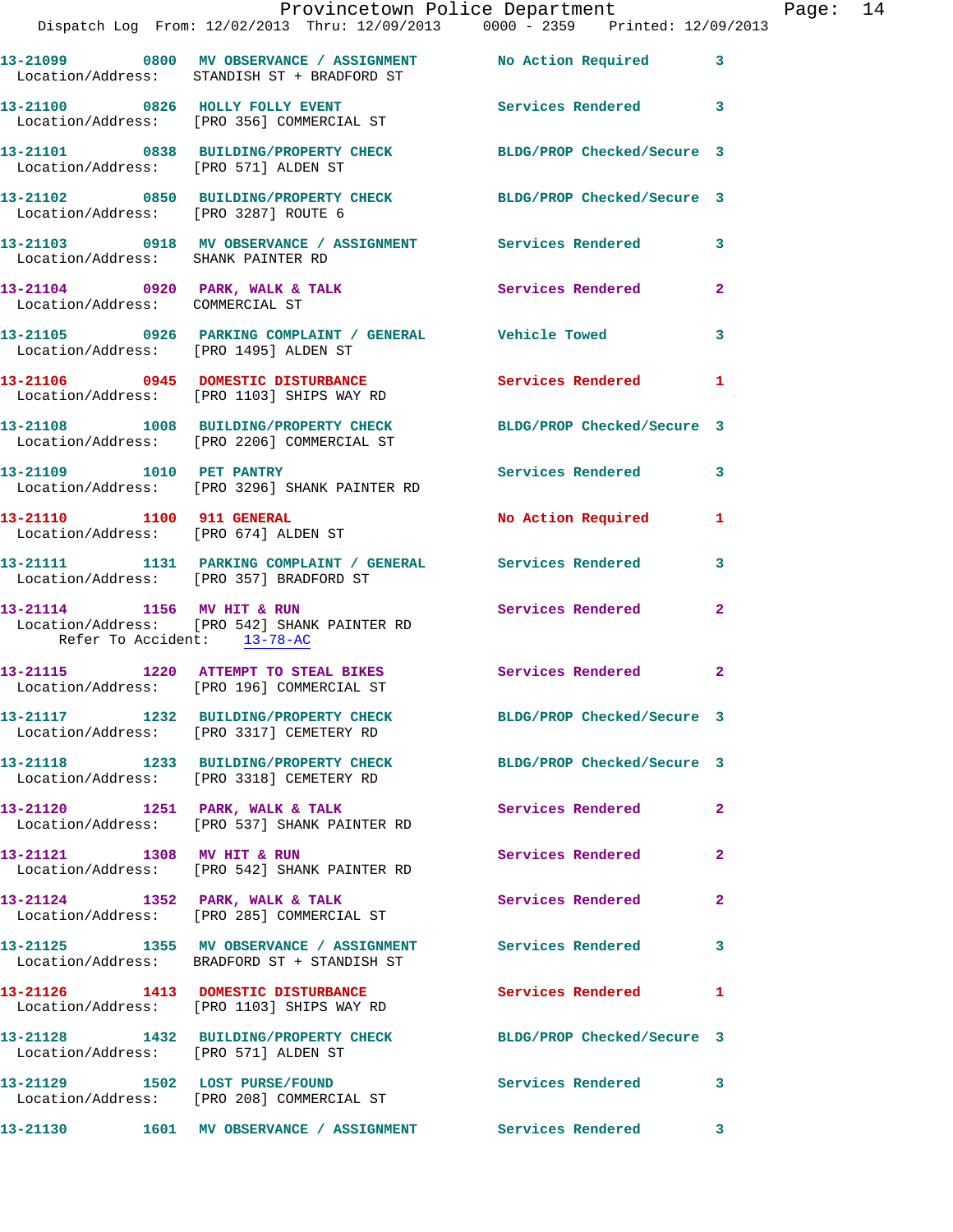13-21099 0800 MV OBSERVANCE / ASSIGNMENT No Action Required 3
Location/Address: STANDISH ST + BRADFORD ST

13-21100 0826 HOLLY FOLLY EVENT Services Rendered 3
Location/Address: [PRO 356] COMMERCIAL ST

13-21101 0838 BUILDING/PROPERTY CHECK BLDG/PROP Checked/Secure 3
Location/Address: [PRO 571] ALDEN ST

13-21102 0850 BUILDING/PROPERTY CHECK BLDG/PROP Checked/Secure 3
Location/Address: [PRO 3287] ROUTE 6

13-21103 0918 MV OBSERVANCE / ASSIGNMENT Services Rendered 3
Location/Address: SHANK PAINTER RD

13-21104 0920 PARK, WALK & TALK Services Rendered 2
Location/Address: COMMERCIAL ST

13-21105 0926 PARKING COMPLAINT / GENERAL Vehicle Towed 3
Location/Address: [PRO 1495] ALDEN ST

13-21106 0945 DOMESTIC DISTURBANCE Services Rendered 1
Location/Address: [PRO 1103] SHIPS WAY RD

13-21108 1008 BUILDING/PROPERTY CHECK BLDG/PROP Checked/Secure 3
Location/Address: [PRO 2206] COMMERCIAL ST

13-21109 1010 PET PANTRY Services Rendered 3
Location/Address: [PRO 3296] SHANK PAINTER RD

13-21110 1100 911 GENERAL No Action Required 1
Location/Address: [PRO 674] ALDEN ST

13-21111 1131 PARKING COMPLAINT / GENERAL Services Rendered 3
Location/Address: [PRO 357] BRADFORD ST

13-21114 1156 MV HIT & RUN Services Rendered 2
Location/Address: [PRO 542] SHANK PAINTER RD
Refer To Accident: 13-78-AC

13-21115 1220 ATTEMPT TO STEAL BIKES Services Rendered 2
Location/Address: [PRO 196] COMMERCIAL ST

13-21117 1232 BUILDING/PROPERTY CHECK BLDG/PROP Checked/Secure 3
Location/Address: [PRO 3317] CEMETERY RD

13-21118 1233 BUILDING/PROPERTY CHECK BLDG/PROP Checked/Secure 3
Location/Address: [PRO 3318] CEMETERY RD

13-21120 1251 PARK, WALK & TALK Services Rendered 2
Location/Address: [PRO 537] SHANK PAINTER RD

13-21121 1308 MV HIT & RUN Services Rendered 2
Location/Address: [PRO 542] SHANK PAINTER RD

13-21124 1352 PARK, WALK & TALK Services Rendered 2
Location/Address: [PRO 285] COMMERCIAL ST

13-21125 1355 MV OBSERVANCE / ASSIGNMENT Services Rendered 3
Location/Address: BRADFORD ST + STANDISH ST

13-21126 1413 DOMESTIC DISTURBANCE Services Rendered 1
Location/Address: [PRO 1103] SHIPS WAY RD

13-21128 1432 BUILDING/PROPERTY CHECK BLDG/PROP Checked/Secure 3
Location/Address: [PRO 571] ALDEN ST

13-21129 1502 LOST PURSE/FOUND Services Rendered 3
Location/Address: [PRO 208] COMMERCIAL ST

13-21130 1601 MV OBSERVANCE / ASSIGNMENT Services Rendered 3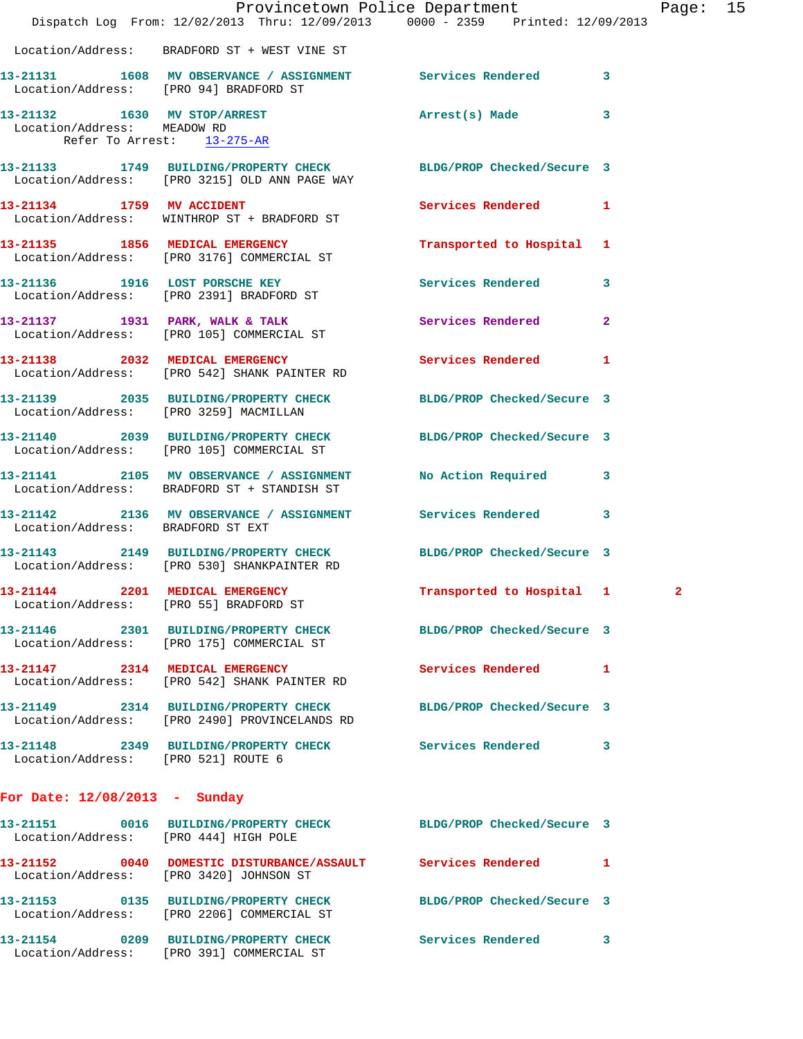Location/Address: BRADFORD ST + WEST VINE ST

13-21131 1608 MV OBSERVATION / ASSIGNMENT Services Rendered 3
Location/Address: [PRO 94] BRADFORD ST

13-21132 1630 MV STOP/ARREST Arrest(s) Made 3
Location/Address: MEADOW RD
Refer To Arrest: 13-275-AR

13-21133 1749 BUILDING/PROPERTY CHECK BLDG/PROP Checked/Secure 3
Location/Address: [PRO 3215] OLD ANN PAGE WAY

13-21134 1759 MV ACCIDENT Services Rendered 1
Location/Address: WINTHROP ST + BRADFORD ST

13-21135 1856 MEDICAL EMERGENCY Transported to Hospital 1
Location/Address: [PRO 3176] COMMERCIAL ST

13-21136 1916 LOST PORSCHE KEY Services Rendered 3
Location/Address: [PRO 2391] BRADFORD ST

13-21137 1931 PARK, WALK & TALK Services Rendered 2
Location/Address: [PRO 105] COMMERCIAL ST

13-21138 2032 MEDICAL EMERGENCY Services Rendered 1
Location/Address: [PRO 542] SHANK PAINTER RD

13-21139 2035 BUILDING/PROPERTY CHECK BLDG/PROP Checked/Secure 3
Location/Address: [PRO 3259] MACMILLAN

13-21140 2039 BUILDING/PROPERTY CHECK BLDG/PROP Checked/Secure 3
Location/Address: [PRO 105] COMMERCIAL ST

13-21141 2105 MV OBSERVATION / ASSIGNMENT No Action Required 3
Location/Address: BRADFORD ST + STANDISH ST

13-21142 2136 MV OBSERVATION / ASSIGNMENT Services Rendered 3
Location/Address: BRADFORD ST EXT

13-21143 2149 BUILDING/PROPERTY CHECK BLDG/PROP Checked/Secure 3
Location/Address: [PRO 530] SHANKPAINTER RD

13-21144 2201 MEDICAL EMERGENCY Transported to Hospital 1 2
Location/Address: [PRO 55] BRADFORD ST

13-21146 2301 BUILDING/PROPERTY CHECK BLDG/PROP Checked/Secure 3
Location/Address: [PRO 175] COMMERCIAL ST

13-21147 2314 MEDICAL EMERGENCY Services Rendered 1
Location/Address: [PRO 542] SHANK PAINTER RD

13-21149 2314 BUILDING/PROPERTY CHECK BLDG/PROP Checked/Secure 3
Location/Address: [PRO 2490] PROVINCELANDS RD

13-21148 2349 BUILDING/PROPERTY CHECK Services Rendered 3
Location/Address: [PRO 521] ROUTE 6

**For Date: 12/08/2013 - Sunday**

13-21151 0016 BUILDING/PROPERTY CHECK BLDG/PROP Checked/Secure 3
Location/Address: [PRO 444] HIGH POLE

13-21152 0040 DOMESTIC DISTURBANCE/ASSAULT Services Rendered 1
Location/Address: [PRO 3420] JOHNSON ST

13-21153 0135 BUILDING/PROPERTY CHECK BLDG/PROP Checked/Secure 3
Location/Address: [PRO 2206] COMMERCIAL ST

13-21154 0209 BUILDING/PROPERTY CHECK Services Rendered 3
Location/Address: [PRO 391] COMMERCIAL ST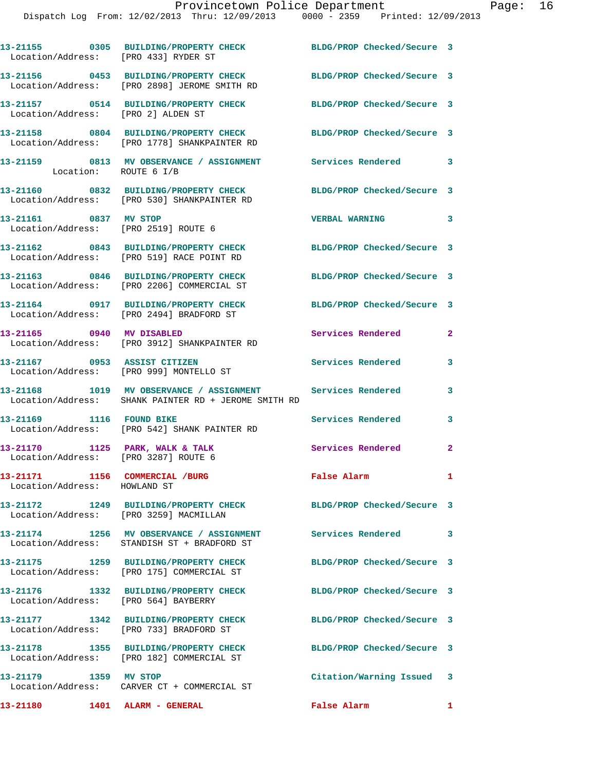13-21155 0305 BUILDING/PROPERTY CHECK BLDG/PROP Checked/Secure 3
Location/Address: [PRO 433] RYDER ST

13-21156 0453 BUILDING/PROPERTY CHECK BLDG/PROP Checked/Secure 3
Location/Address: [PRO 2898] JEROME SMITH RD

13-21157 0514 BUILDING/PROPERTY CHECK BLDG/PROP Checked/Secure 3
Location/Address: [PRO 2] ALDEN ST

13-21158 0804 BUILDING/PROPERTY CHECK BLDG/PROP Checked/Secure 3
Location/Address: [PRO 1778] SHANKPAINTER RD

13-21159 0813 MV OBSERVANCE / ASSIGNMENT Services Rendered 3
Location: ROUTE 6 I/B

13-21160 0832 BUILDING/PROPERTY CHECK BLDG/PROP Checked/Secure 3
Location/Address: [PRO 530] SHANKPAINTER RD

13-21161 0837 MV STOP VERBAL WARNING 3
Location/Address: [PRO 2519] ROUTE 6

13-21162 0843 BUILDING/PROPERTY CHECK BLDG/PROP Checked/Secure 3
Location/Address: [PRO 519] RACE POINT RD

13-21163 0846 BUILDING/PROPERTY CHECK BLDG/PROP Checked/Secure 3
Location/Address: [PRO 2206] COMMERCIAL ST

13-21164 0917 BUILDING/PROPERTY CHECK BLDG/PROP Checked/Secure 3
Location/Address: [PRO 2494] BRADFORD ST

13-21165 0940 MV DISABLED Services Rendered 2
Location/Address: [PRO 3912] SHANKPAINTER RD

13-21167 0953 ASSIST CITIZEN Services Rendered 3
Location/Address: [PRO 999] MONTELLO ST

13-21168 1019 MV OBSERVANCE / ASSIGNMENT Services Rendered 3
Location/Address: SHANK PAINTER RD + JEROME SMITH RD

13-21169 1116 FOUND BIKE Services Rendered 3
Location/Address: [PRO 542] SHANK PAINTER RD

13-21170 1125 PARK, WALK & TALK Services Rendered 2
Location/Address: [PRO 3287] ROUTE 6

13-21171 1156 COMMERCIAL /BURG False Alarm 1
Location/Address: HOWLAND ST

13-21172 1249 BUILDING/PROPERTY CHECK BLDG/PROP Checked/Secure 3
Location/Address: [PRO 3259] MACMILLAN

13-21174 1256 MV OBSERVANCE / ASSIGNMENT Services Rendered 3
Location/Address: STANDISH ST + BRADFORD ST

13-21175 1259 BUILDING/PROPERTY CHECK BLDG/PROP Checked/Secure 3
Location/Address: [PRO 175] COMMERCIAL ST

13-21176 1332 BUILDING/PROPERTY CHECK BLDG/PROP Checked/Secure 3
Location/Address: [PRO 564] BAYBERRY

13-21177 1342 BUILDING/PROPERTY CHECK BLDG/PROP Checked/Secure 3
Location/Address: [PRO 733] BRADFORD ST

13-21178 1355 BUILDING/PROPERTY CHECK BLDG/PROP Checked/Secure 3
Location/Address: [PRO 182] COMMERCIAL ST

13-21179 1359 MV STOP Citation/Warning Issued 3
Location/Address: CARVER CT + COMMERCIAL ST

13-21180 1401 ALARM - GENERAL False Alarm 1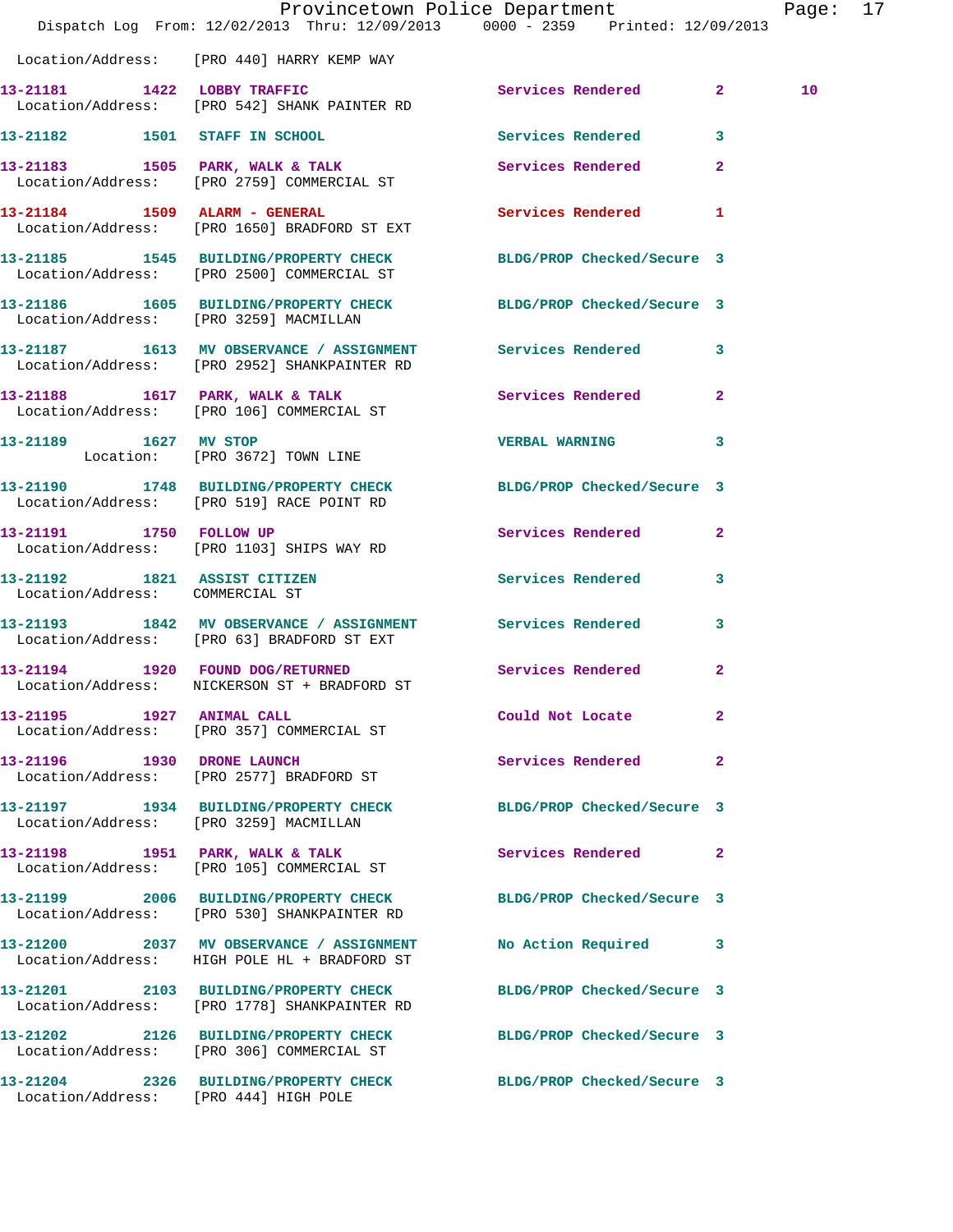Location/Address: [PRO 440] HARRY KEMP WAY

13-21181 1422 LOBBY TRAFFIC Services Rendered 2 10
Location/Address: [PRO 542] SHANK PAINTER RD

13-21182 1501 STAFF IN SCHOOL Services Rendered 3

13-21183 1505 PARK, WALK & TALK Services Rendered 2
Location/Address: [PRO 2759] COMMERCIAL ST

13-21184 1509 ALARM - GENERAL Services Rendered 1
Location/Address: [PRO 1650] BRADFORD ST EXT

13-21185 1545 BUILDING/PROPERTY CHECK BLDG/PROP Checked/Secure 3
Location/Address: [PRO 2500] COMMERCIAL ST

13-21186 1605 BUILDING/PROPERTY CHECK BLDG/PROP Checked/Secure 3
Location/Address: [PRO 3259] MACMILLAN

13-21187 1613 MV OBSERVANCE / ASSIGNMENT Services Rendered 3
Location/Address: [PRO 2952] SHANKPAINTER RD

13-21188 1617 PARK, WALK & TALK Services Rendered 2
Location/Address: [PRO 106] COMMERCIAL ST

13-21189 1627 MV STOP VERBAL WARNING 3
Location: [PRO 3672] TOWN LINE

13-21190 1748 BUILDING/PROPERTY CHECK BLDG/PROP Checked/Secure 3
Location/Address: [PRO 519] RACE POINT RD

13-21191 1750 FOLLOW UP Services Rendered 2
Location/Address: [PRO 1103] SHIPS WAY RD

13-21192 1821 ASSIST CITIZEN Services Rendered 3
Location/Address: COMMERCIAL ST

13-21193 1842 MV OBSERVANCE / ASSIGNMENT Services Rendered 3
Location/Address: [PRO 63] BRADFORD ST EXT

13-21194 1920 FOUND DOG/RETURNED Services Rendered 2
Location/Address: NICKERSON ST + BRADFORD ST

13-21195 1927 ANIMAL CALL Could Not Locate 2
Location/Address: [PRO 357] COMMERCIAL ST

13-21196 1930 DRONE LAUNCH Services Rendered 2
Location/Address: [PRO 2577] BRADFORD ST

13-21197 1934 BUILDING/PROPERTY CHECK BLDG/PROP Checked/Secure 3
Location/Address: [PRO 3259] MACMILLAN

13-21198 1951 PARK, WALK & TALK Services Rendered 2
Location/Address: [PRO 105] COMMERCIAL ST

13-21199 2006 BUILDING/PROPERTY CHECK BLDG/PROP Checked/Secure 3
Location/Address: [PRO 530] SHANKPAINTER RD

13-21200 2037 MV OBSERVANCE / ASSIGNMENT No Action Required 3
Location/Address: HIGH POLE HL + BRADFORD ST

13-21201 2103 BUILDING/PROPERTY CHECK BLDG/PROP Checked/Secure 3
Location/Address: [PRO 1778] SHANKPAINTER RD

13-21202 2126 BUILDING/PROPERTY CHECK BLDG/PROP Checked/Secure 3
Location/Address: [PRO 306] COMMERCIAL ST

13-21204 2326 BUILDING/PROPERTY CHECK BLDG/PROP Checked/Secure 3
Location/Address: [PRO 444] HIGH POLE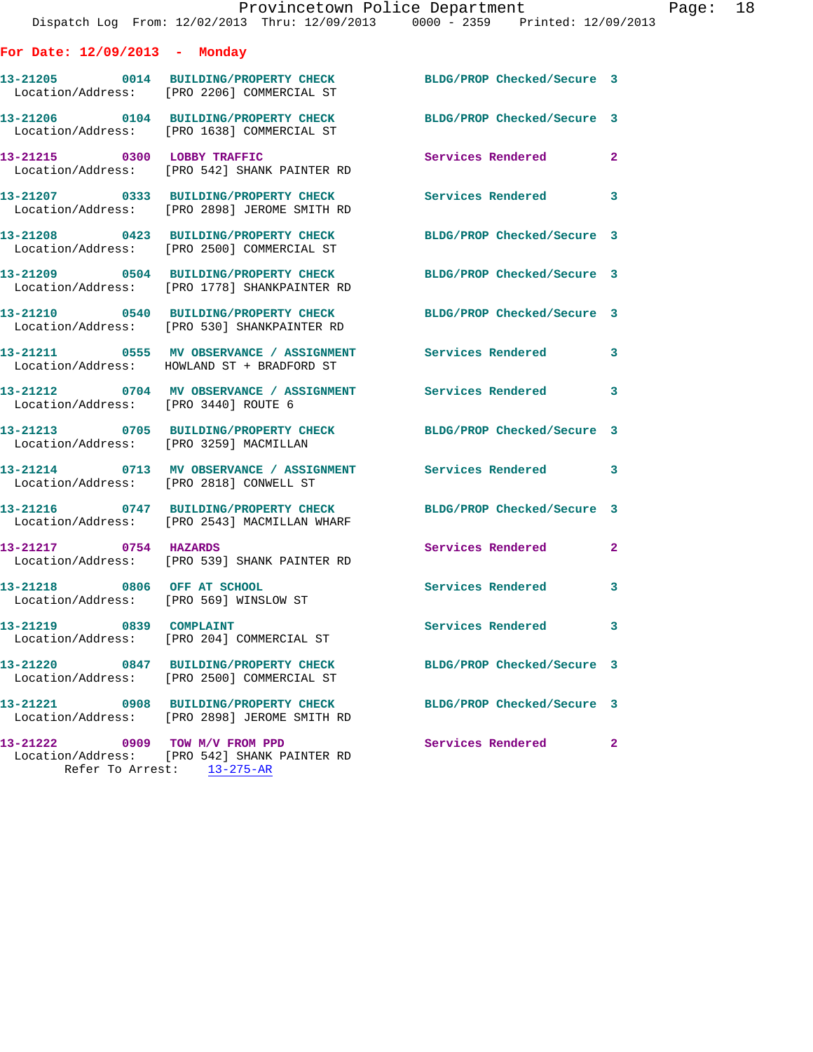**For Date: 12/09/2013 - Monday**

```
13-21205       0014   BUILDING/PROPERTY CHECK           BLDG/PROP Checked/Secure  3
  Location/Address:    [PRO 2206] COMMERCIAL ST

13-21206       0104   BUILDING/PROPERTY CHECK           BLDG/PROP Checked/Secure  3
  Location/Address:    [PRO 1638] COMMERCIAL ST

13-21215       0300   LOBBY TRAFFIC                     Services Rendered         2
  Location/Address:    [PRO 542] SHANK PAINTER RD

13-21207       0333   BUILDING/PROPERTY CHECK           Services Rendered         3
  Location/Address:    [PRO 2898] JEROME SMITH RD

13-21208       0423   BUILDING/PROPERTY CHECK           BLDG/PROP Checked/Secure  3
  Location/Address:    [PRO 2500] COMMERCIAL ST

13-21209       0504   BUILDING/PROPERTY CHECK           BLDG/PROP Checked/Secure  3
  Location/Address:    [PRO 1778] SHANKPAINTER RD

13-21210       0540   BUILDING/PROPERTY CHECK           BLDG/PROP Checked/Secure  3
  Location/Address:    [PRO 530] SHANKPAINTER RD

13-21211       0555   MV OBSERVANCE / ASSIGNMENT        Services Rendered         3
  Location/Address:    HOWLAND ST + BRADFORD ST

13-21212       0704   MV OBSERVANCE / ASSIGNMENT        Services Rendered         3
  Location/Address:    [PRO 3440] ROUTE 6

13-21213       0705   BUILDING/PROPERTY CHECK           BLDG/PROP Checked/Secure  3
  Location/Address:    [PRO 3259] MACMILLAN

13-21214       0713   MV OBSERVANCE / ASSIGNMENT        Services Rendered         3
  Location/Address:    [PRO 2818] CONWELL ST

13-21216       0747   BUILDING/PROPERTY CHECK           BLDG/PROP Checked/Secure  3
  Location/Address:    [PRO 2543] MACMILLAN WHARF

13-21217       0754   HAZARDS                           Services Rendered         2
  Location/Address:    [PRO 539] SHANK PAINTER RD

13-21218       0806   OFF AT SCHOOL                     Services Rendered         3
  Location/Address:    [PRO 569] WINSLOW ST

13-21219       0839   COMPLAINT                         Services Rendered         3
  Location/Address:    [PRO 204] COMMERCIAL ST

13-21220       0847   BUILDING/PROPERTY CHECK           BLDG/PROP Checked/Secure  3
  Location/Address:    [PRO 2500] COMMERCIAL ST

13-21221       0908   BUILDING/PROPERTY CHECK           BLDG/PROP Checked/Secure  3
  Location/Address:    [PRO 2898] JEROME SMITH RD

13-21222       0909   TOW M/V FROM PPD                  Services Rendered         2
  Location/Address:    [PRO 542] SHANK PAINTER RD
         Refer To Arrest:    13-275-AR
```